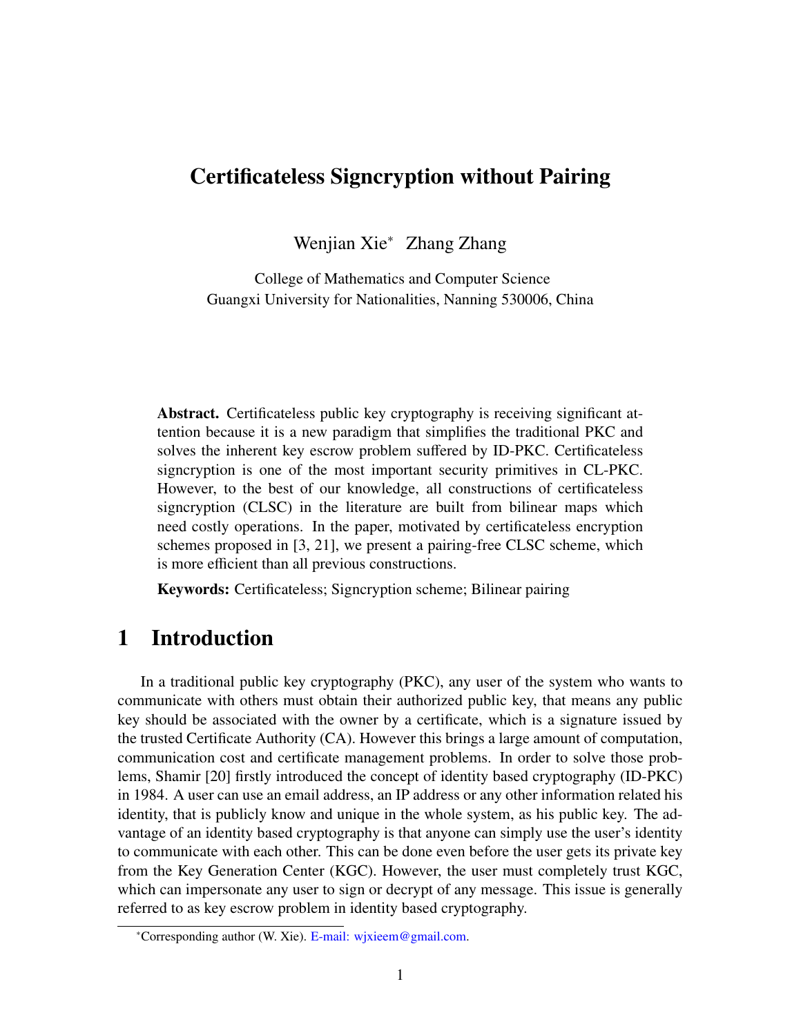# Certificateless Signcryption without Pairing

Wenjian Xie* Zhang Zhang

College of Mathematics and Computer Science
Guangxi University for Nationalities, Nanning 530006, China

**Abstract.** Certificateless public key cryptography is receiving significant attention because it is a new paradigm that simplifies the traditional PKC and solves the inherent key escrow problem suffered by ID-PKC. Certificateless signcryption is one of the most important security primitives in CL-PKC. However, to the best of our knowledge, all constructions of certificateless signcryption (CLSC) in the literature are built from bilinear maps which need costly operations. In the paper, motivated by certificateless encryption schemes proposed in [3, 21], we present a pairing-free CLSC scheme, which is more efficient than all previous constructions.

**Keywords:** Certificateless; Signcryption scheme; Bilinear pairing

## 1 Introduction

In a traditional public key cryptography (PKC), any user of the system who wants to communicate with others must obtain their authorized public key, that means any public key should be associated with the owner by a certificate, which is a signature issued by the trusted Certificate Authority (CA). However this brings a large amount of computation, communication cost and certificate management problems. In order to solve those problems, Shamir [20] firstly introduced the concept of identity based cryptography (ID-PKC) in 1984. A user can use an email address, an IP address or any other information related his identity, that is publicly know and unique in the whole system, as his public key. The advantage of an identity based cryptography is that anyone can simply use the user's identity to communicate with each other. This can be done even before the user gets its private key from the Key Generation Center (KGC). However, the user must completely trust KGC, which can impersonate any user to sign or decrypt of any message. This issue is generally referred to as key escrow problem in identity based cryptography.

*Corresponding author (W. Xie). E-mail: wjxieem@gmail.com.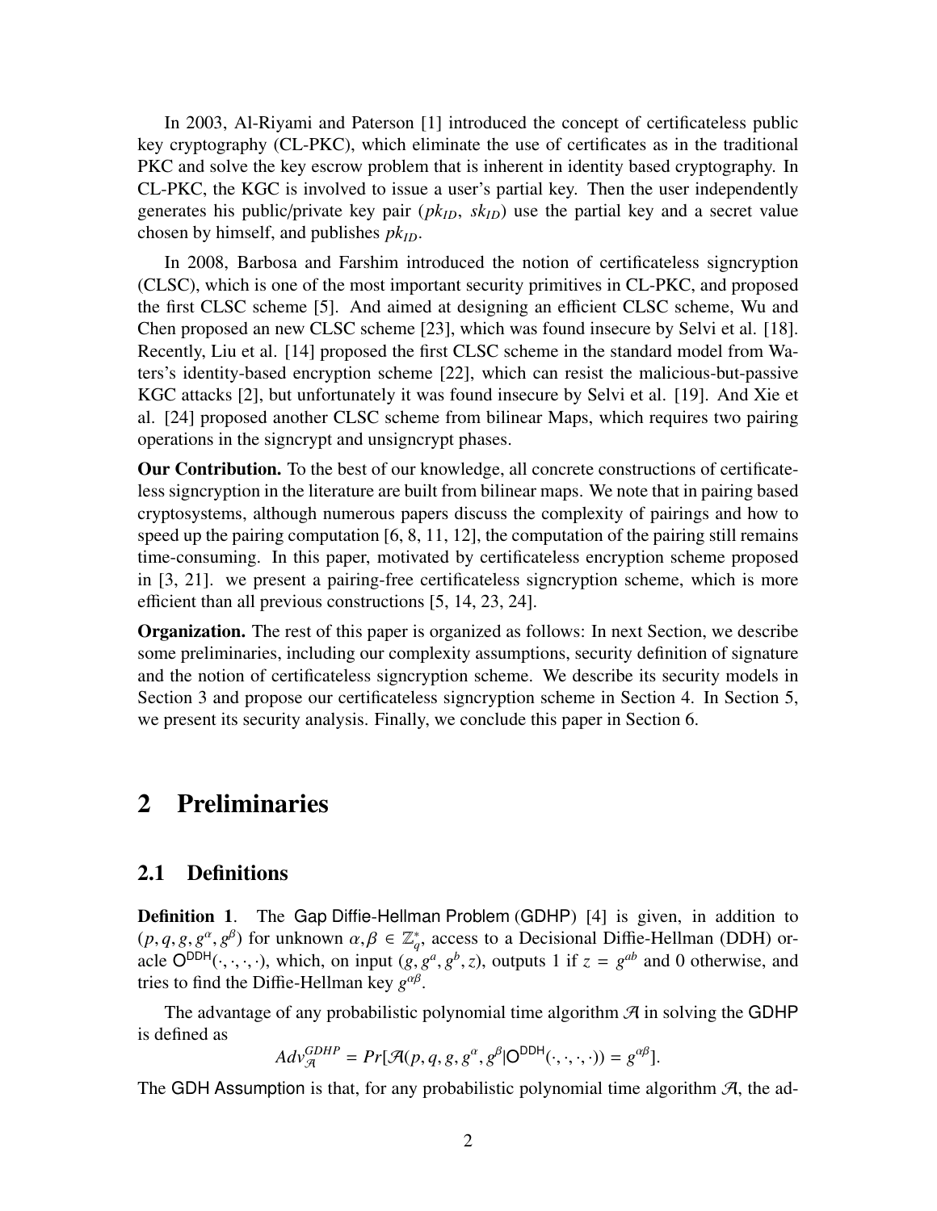In 2003, Al-Riyami and Paterson [1] introduced the concept of certificateless public key cryptography (CL-PKC), which eliminate the use of certificates as in the traditional PKC and solve the key escrow problem that is inherent in identity based cryptography. In CL-PKC, the KGC is involved to issue a user's partial key. Then the user independently generates his public/private key pair ($pk_{ID}$, $sk_{ID}$) use the partial key and a secret value chosen by himself, and publishes $pk_{ID}$.

In 2008, Barbosa and Farshim introduced the notion of certificateless signcryption (CLSC), which is one of the most important security primitives in CL-PKC, and proposed the first CLSC scheme [5]. And aimed at designing an efficient CLSC scheme, Wu and Chen proposed an new CLSC scheme [23], which was found insecure by Selvi et al. [18]. Recently, Liu et al. [14] proposed the first CLSC scheme in the standard model from Waters's identity-based encryption scheme [22], which can resist the malicious-but-passive KGC attacks [2], but unfortunately it was found insecure by Selvi et al. [19]. And Xie et al. [24] proposed another CLSC scheme from bilinear Maps, which requires two pairing operations in the signcrypt and unsigncrypt phases.

**Our Contribution.** To the best of our knowledge, all concrete constructions of certificateless signcryption in the literature are built from bilinear maps. We note that in pairing based cryptosystems, although numerous papers discuss the complexity of pairings and how to speed up the pairing computation [6, 8, 11, 12], the computation of the pairing still remains time-consuming. In this paper, motivated by certificateless encryption scheme proposed in [3, 21]. we present a pairing-free certificateless signcryption scheme, which is more efficient than all previous constructions [5, 14, 23, 24].

**Organization.** The rest of this paper is organized as follows: In next Section, we describe some preliminaries, including our complexity assumptions, security definition of signature and the notion of certificateless signcryption scheme. We describe its security models in Section 3 and propose our certificateless signcryption scheme in Section 4. In Section 5, we present its security analysis. Finally, we conclude this paper in Section 6.

# 2 Preliminaries

## 2.1 Definitions

**Definition 1**. The Gap Diffie-Hellman Problem (GDHP) [4] is given, in addition to $(p, q, g, g^{\alpha}, g^{\beta})$ for unknown $\alpha, \beta \in \mathbb{Z}_q^*$, access to a Decisional Diffie-Hellman (DDH) oracle $\mathsf{O}^{\mathsf{DDH}}(\cdot,\cdot,\cdot,\cdot)$, which, on input $(g, g^a, g^b, z)$, outputs 1 if $z = g^{ab}$ and 0 otherwise, and tries to find the Diffie-Hellman key $g^{\alpha\beta}$.

The advantage of any probabilistic polynomial time algorithm $\mathcal{A}$ in solving the GDHP is defined as

$$Adv_{\mathcal{A}}^{GDHP} = Pr[\mathcal{A}(p, q, g, g^{\alpha}, g^{\beta}|\mathsf{O}^{\mathsf{DDH}}(\cdot,\cdot,\cdot,\cdot)) = g^{\alpha\beta}].$$

The GDH Assumption is that, for any probabilistic polynomial time algorithm $\mathcal{A}$, the ad-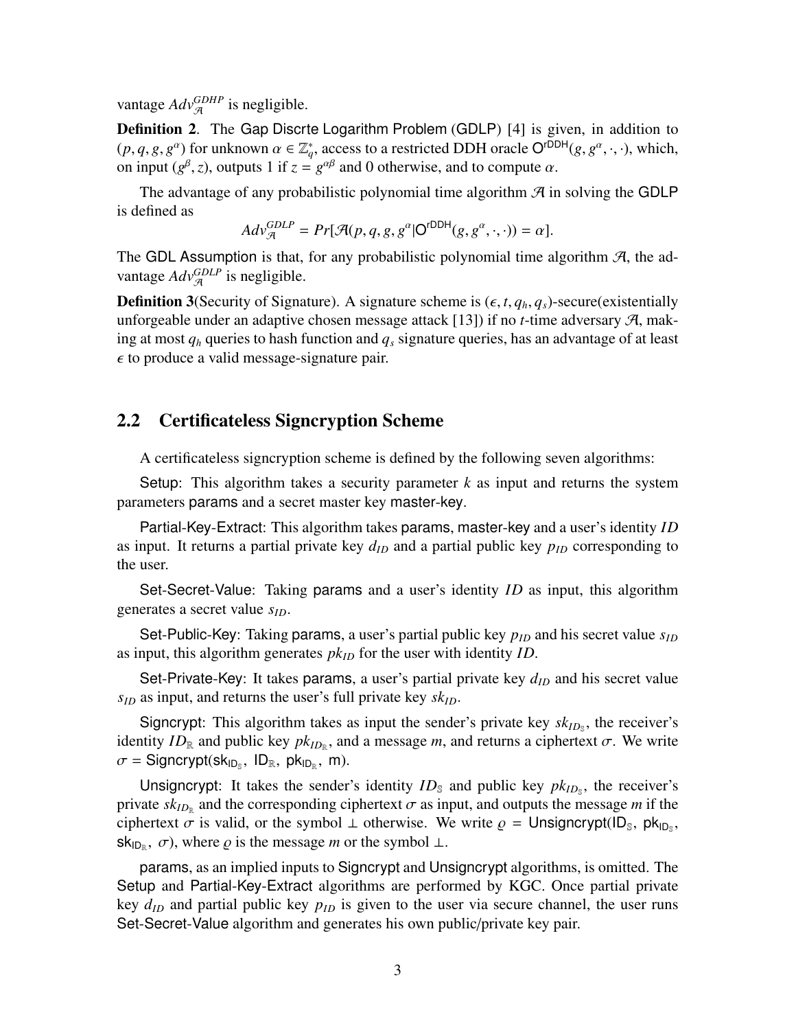vantage $Adv_{\mathcal{A}}^{GDHP}$ is negligible.

**Definition 2**. The Gap Discrte Logarithm Problem (GDLP) [4] is given, in addition to $(p, q, g, g^{\alpha})$ for unknown $\alpha \in \mathbb{Z}_q^*$, access to a restricted DDH oracle $\mathsf{O}^{\mathsf{rDDH}}(g, g^{\alpha}, \cdot, \cdot)$, which, on input $(g^{\beta}, z)$, outputs 1 if $z = g^{\alpha\beta}$ and 0 otherwise, and to compute $\alpha$.

The advantage of any probabilistic polynomial time algorithm $\mathcal{A}$ in solving the GDLP is defined as

$$Adv_{\mathcal{A}}^{GDLP} = Pr[\mathcal{A}(p, q, g, g^{\alpha}|\mathsf{O}^{\mathsf{rDDH}}(g, g^{\alpha}, \cdot, \cdot)) = \alpha].$$

The GDL Assumption is that, for any probabilistic polynomial time algorithm $\mathcal{A}$, the advantage $Adv_{\mathcal{A}}^{GDLP}$ is negligible.

**Definition 3**(Security of Signature). A signature scheme is $(\epsilon, t, q_h, q_s)$-secure(existentially unforgeable under an adaptive chosen message attack [13]) if no $t$-time adversary $\mathcal{A}$, making at most $q_h$ queries to hash function and $q_s$ signature queries, has an advantage of at least $\epsilon$ to produce a valid message-signature pair.

## 2.2 Certificateless Signcryption Scheme

A certificateless signcryption scheme is defined by the following seven algorithms:

Setup: This algorithm takes a security parameter $k$ as input and returns the system parameters params and a secret master key master-key.

Partial-Key-Extract: This algorithm takes params, master-key and a user's identity $ID$ as input. It returns a partial private key $d_{ID}$ and a partial public key $p_{ID}$ corresponding to the user.

Set-Secret-Value: Taking params and a user's identity $ID$ as input, this algorithm generates a secret value $s_{ID}$.

Set-Public-Key: Taking params, a user's partial public key $p_{ID}$ and his secret value $s_{ID}$ as input, this algorithm generates $pk_{ID}$ for the user with identity $ID$.

Set-Private-Key: It takes params, a user's partial private key $d_{ID}$ and his secret value $s_{ID}$ as input, and returns the user's full private key $sk_{ID}$.

Signcrypt: This algorithm takes as input the sender's private key $sk_{ID_{\mathbb{S}}}$, the receiver's identity $ID_{\mathbb{R}}$ and public key $pk_{ID_{\mathbb{R}}}$, and a message $m$, and returns a ciphertext $\sigma$. We write $\sigma = \mathsf{Signcrypt}(\mathsf{sk}_{\mathsf{ID}_{\mathbb{S}}}, \mathsf{ID}_{\mathbb{R}}, \mathsf{pk}_{\mathsf{ID}_{\mathbb{R}}}, \mathsf{m})$.

Unsigncrypt: It takes the sender's identity $ID_{\mathbb{S}}$ and public key $pk_{ID_{\mathbb{S}}}$, the receiver's private $sk_{ID_{\mathbb{R}}}$ and the corresponding ciphertext $\sigma$ as input, and outputs the message $m$ if the ciphertext $\sigma$ is valid, or the symbol $\perp$ otherwise. We write $\varrho = \mathsf{Unsigncrypt}(\mathsf{ID}_{\mathbb{S}}, \mathsf{pk}_{\mathsf{ID}_{\mathbb{S}}}, \mathsf{sk}_{\mathsf{ID}_{\mathbb{R}}}, \sigma)$, where $\varrho$ is the message $m$ or the symbol $\perp$.

params, as an implied inputs to Signcrypt and Unsigncrypt algorithms, is omitted. The Setup and Partial-Key-Extract algorithms are performed by KGC. Once partial private key $d_{ID}$ and partial public key $p_{ID}$ is given to the user via secure channel, the user runs Set-Secret-Value algorithm and generates his own public/private key pair.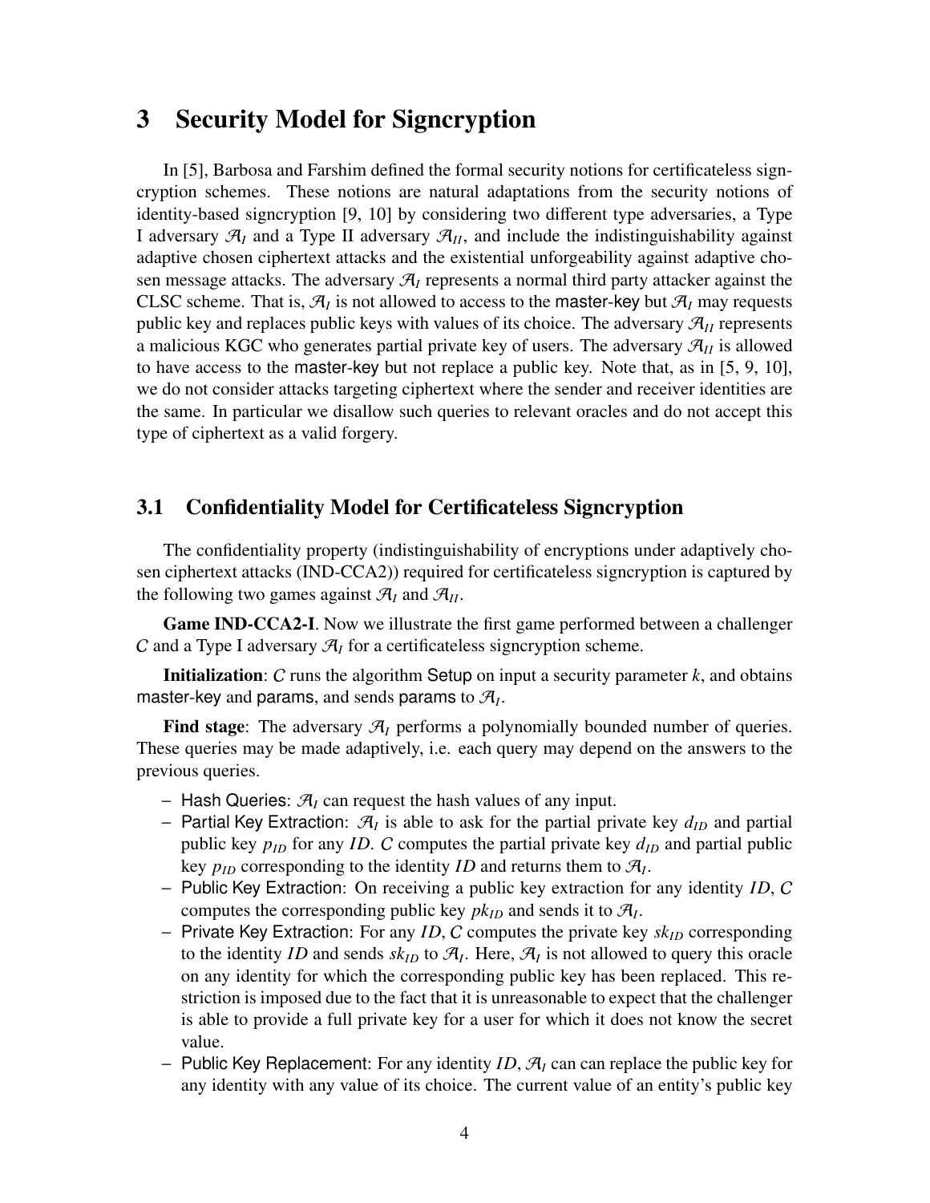# 3 Security Model for Signcryption

In [5], Barbosa and Farshim defined the formal security notions for certificateless signcryption schemes. These notions are natural adaptations from the security notions of identity-based signcryption [9, 10] by considering two different type adversaries, a Type I adversary $\mathcal{A}_I$ and a Type II adversary $\mathcal{A}_{II}$, and include the indistinguishability against adaptive chosen ciphertext attacks and the existential unforgeability against adaptive chosen message attacks. The adversary $\mathcal{A}_I$ represents a normal third party attacker against the CLSC scheme. That is, $\mathcal{A}_I$ is not allowed to access to the master-key but $\mathcal{A}_I$ may requests public key and replaces public keys with values of its choice. The adversary $\mathcal{A}_{II}$ represents a malicious KGC who generates partial private key of users. The adversary $\mathcal{A}_{II}$ is allowed to have access to the master-key but not replace a public key. Note that, as in [5, 9, 10], we do not consider attacks targeting ciphertext where the sender and receiver identities are the same. In particular we disallow such queries to relevant oracles and do not accept this type of ciphertext as a valid forgery.

## 3.1 Confidentiality Model for Certificateless Signcryption

The confidentiality property (indistinguishability of encryptions under adaptively chosen ciphertext attacks (IND-CCA2)) required for certificateless signcryption is captured by the following two games against $\mathcal{A}_I$ and $\mathcal{A}_{II}$.

**Game IND-CCA2-I**. Now we illustrate the first game performed between a challenger $C$ and a Type I adversary $\mathcal{A}_I$ for a certificateless signcryption scheme.

**Initialization**: $C$ runs the algorithm Setup on input a security parameter $k$, and obtains master-key and params, and sends params to $\mathcal{A}_I$.

**Find stage**: The adversary $\mathcal{A}_I$ performs a polynomially bounded number of queries. These queries may be made adaptively, i.e. each query may depend on the answers to the previous queries.

- Hash Queries: $\mathcal{A}_I$ can request the hash values of any input.
- Partial Key Extraction: $\mathcal{A}_I$ is able to ask for the partial private key $d_{ID}$ and partial public key $p_{ID}$ for any $ID$. $C$ computes the partial private key $d_{ID}$ and partial public key $p_{ID}$ corresponding to the identity $ID$ and returns them to $\mathcal{A}_I$.
- Public Key Extraction: On receiving a public key extraction for any identity $ID$, $C$ computes the corresponding public key $pk_{ID}$ and sends it to $\mathcal{A}_I$.
- Private Key Extraction: For any $ID$, $C$ computes the private key $sk_{ID}$ corresponding to the identity $ID$ and sends $sk_{ID}$ to $\mathcal{A}_I$. Here, $\mathcal{A}_I$ is not allowed to query this oracle on any identity for which the corresponding public key has been replaced. This restriction is imposed due to the fact that it is unreasonable to expect that the challenger is able to provide a full private key for a user for which it does not know the secret value.
- Public Key Replacement: For any identity $ID$, $\mathcal{A}_I$ can can replace the public key for any identity with any value of its choice. The current value of an entity's public key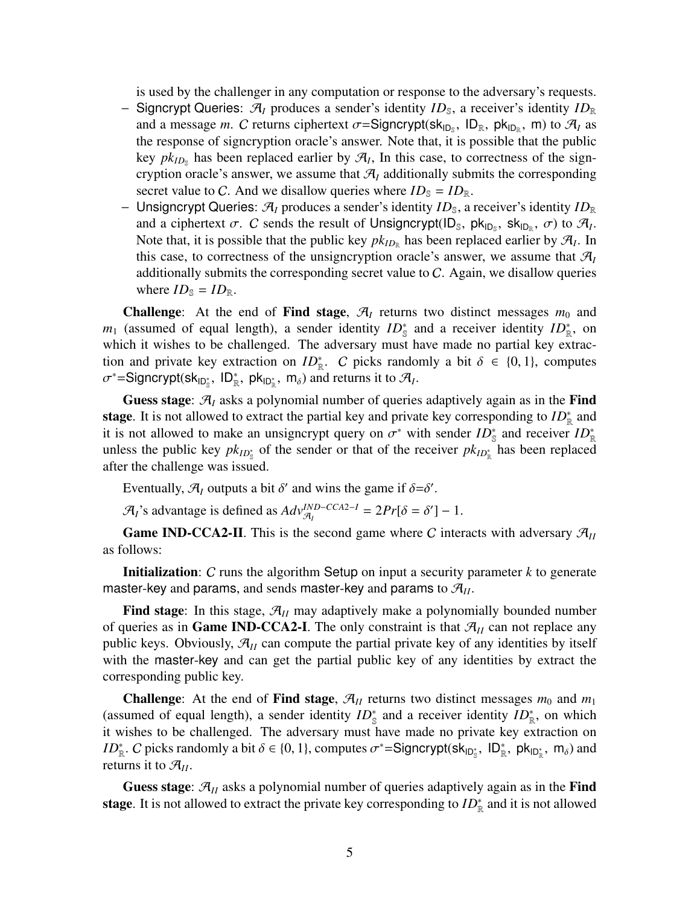is used by the challenger in any computation or response to the adversary's requests.

- Signcrypt Queries: $\mathcal{A}_I$ produces a sender's identity $ID_{\mathbb{S}}$, a receiver's identity $ID_{\mathbb{R}}$ and a message $m$. $C$ returns ciphertext $\sigma$=Signcrypt($\mathsf{sk}_{\mathsf{ID}_{\mathbb{S}}}$, $\mathsf{ID}_{\mathbb{R}}$, $\mathsf{pk}_{\mathsf{ID}_{\mathbb{R}}}$, m) to $\mathcal{A}_I$ as the response of signcryption oracle's answer. Note that, it is possible that the public key $pk_{ID_{\mathbb{S}}}$ has been replaced earlier by $\mathcal{A}_I$, In this case, to correctness of the signcryption oracle's answer, we assume that $\mathcal{A}_I$ additionally submits the corresponding secret value to $C$. And we disallow queries where $ID_{\mathbb{S}} = ID_{\mathbb{R}}$.
- Unsigncrypt Queries: $\mathcal{A}_I$ produces a sender's identity $ID_{\mathbb{S}}$, a receiver's identity $ID_{\mathbb{R}}$ and a ciphertext $\sigma$. $C$ sends the result of Unsigncrypt($\mathsf{ID}_{\mathbb{S}}$, $\mathsf{pk}_{\mathsf{ID}_{\mathbb{S}}}$, $\mathsf{sk}_{\mathsf{ID}_{\mathbb{R}}}$, $\sigma$) to $\mathcal{A}_I$. Note that, it is possible that the public key $pk_{ID_{\mathbb{R}}}$ has been replaced earlier by $\mathcal{A}_I$. In this case, to correctness of the unsigncryption oracle's answer, we assume that $\mathcal{A}_I$ additionally submits the corresponding secret value to $C$. Again, we disallow queries where $ID_{\mathbb{S}} = ID_{\mathbb{R}}$.

**Challenge**: At the end of **Find stage**, $\mathcal{A}_I$ returns two distinct messages $m_0$ and $m_1$ (assumed of equal length), a sender identity $ID^*_{\mathbb{S}}$ and a receiver identity $ID^*_{\mathbb{R}}$, on which it wishes to be challenged. The adversary must have made no partial key extraction and private key extraction on $ID^*_{\mathbb{R}}$. $C$ picks randomly a bit $\delta \in \{0, 1\}$, computes $\sigma^*$=Signcrypt($\mathsf{sk}_{\mathsf{ID}^*_{\mathbb{S}}}$, $\mathsf{ID}^*_{\mathbb{R}}$, $\mathsf{pk}_{\mathsf{ID}^*_{\mathbb{R}}}$, $\mathsf{m}_\delta$) and returns it to $\mathcal{A}_I$.

**Guess stage**: $\mathcal{A}_I$ asks a polynomial number of queries adaptively again as in the **Find stage**. It is not allowed to extract the partial key and private key corresponding to $ID^*_{\mathbb{R}}$ and it is not allowed to make an unsigncrypt query on $\sigma^*$ with sender $ID^*_{\mathbb{S}}$ and receiver $ID^*_{\mathbb{R}}$ unless the public key $pk_{ID^*_{\mathbb{S}}}$ of the sender or that of the receiver $pk_{ID^*_{\mathbb{R}}}$ has been replaced after the challenge was issued.

Eventually, $\mathcal{A}_I$ outputs a bit $\delta'$ and wins the game if $\delta$=$\delta'$.

$\mathcal{A}_I$'s advantage is defined as $Adv^{IND-CCA2-I}_{\mathcal{A}_I} = 2Pr[\delta = \delta'] - 1$.

**Game IND-CCA2-II**. This is the second game where $C$ interacts with adversary $\mathcal{A}_{II}$ as follows:

**Initialization**: $C$ runs the algorithm Setup on input a security parameter $k$ to generate master-key and params, and sends master-key and params to $\mathcal{A}_{II}$.

**Find stage**: In this stage, $\mathcal{A}_{II}$ may adaptively make a polynomially bounded number of queries as in **Game IND-CCA2-I**. The only constraint is that $\mathcal{A}_{II}$ can not replace any public keys. Obviously, $\mathcal{A}_{II}$ can compute the partial private key of any identities by itself with the master-key and can get the partial public key of any identities by extract the corresponding public key.

**Challenge**: At the end of **Find stage**, $\mathcal{A}_{II}$ returns two distinct messages $m_0$ and $m_1$ (assumed of equal length), a sender identity $ID^*_{\mathbb{S}}$ and a receiver identity $ID^*_{\mathbb{R}}$, on which it wishes to be challenged. The adversary must have made no private key extraction on $ID^*_{\mathbb{R}}$. $C$ picks randomly a bit $\delta \in \{0, 1\}$, computes $\sigma^*$=Signcrypt($\mathsf{sk}_{\mathsf{ID}^*_{\mathbb{S}}}$, $\mathsf{ID}^*_{\mathbb{R}}$, $\mathsf{pk}_{\mathsf{ID}^*_{\mathbb{R}}}$, $\mathsf{m}_\delta$) and returns it to $\mathcal{A}_{II}$.

**Guess stage**: $\mathcal{A}_{II}$ asks a polynomial number of queries adaptively again as in the **Find stage**. It is not allowed to extract the private key corresponding to $ID^*_{\mathbb{R}}$ and it is not allowed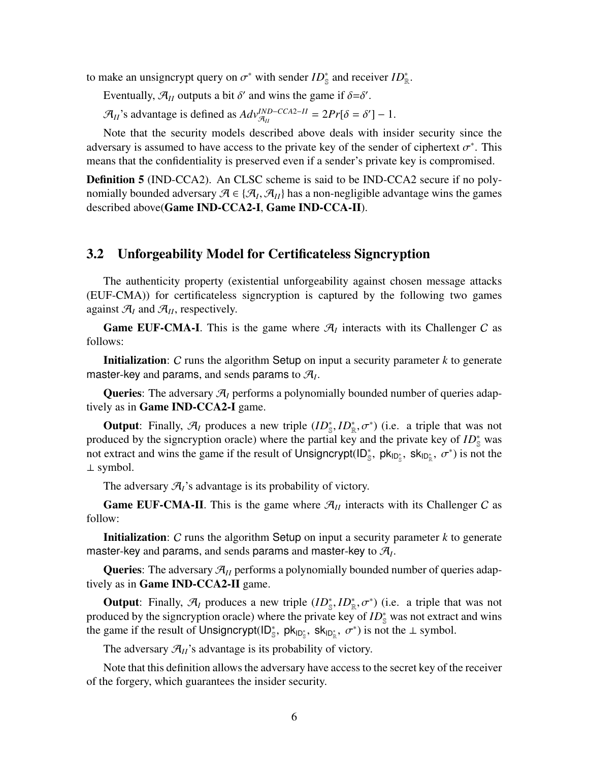to make an unsigncrypt query on $\sigma^*$ with sender $ID^*_{\mathbb{S}}$ and receiver $ID^*_{\mathbb{R}}$.

Eventually, $\mathcal{A}_{II}$ outputs a bit $\delta'$ and wins the game if $\delta = \delta'$.

$\mathcal{A}_{II}$'s advantage is defined as $Adv^{IND-CCA2-II}_{\mathcal{A}_{II}} = 2Pr[\delta = \delta'] - 1$.

Note that the security models described above deals with insider security since the adversary is assumed to have access to the private key of the sender of ciphertext $\sigma^*$. This means that the confidentiality is preserved even if a sender's private key is compromised.

**Definition 5** (IND-CCA2). An CLSC scheme is said to be IND-CCA2 secure if no polynomially bounded adversary $\mathcal{A} \in \{\mathcal{A}_I, \mathcal{A}_{II}\}$ has a non-negligible advantage wins the games described above(**Game IND-CCA2-I**, **Game IND-CCA-II**).

## 3.2 Unforgeability Model for Certificateless Signcryption

The authenticity property (existential unforgeability against chosen message attacks (EUF-CMA)) for certificateless signcryption is captured by the following two games against $\mathcal{A}_I$ and $\mathcal{A}_{II}$, respectively.

**Game EUF-CMA-I**. This is the game where $\mathcal{A}_I$ interacts with its Challenger $C$ as follows:

**Initialization**: $C$ runs the algorithm Setup on input a security parameter $k$ to generate master-key and params, and sends params to $\mathcal{A}_I$.

**Queries**: The adversary $\mathcal{A}_I$ performs a polynomially bounded number of queries adaptively as in **Game IND-CCA2-I** game.

**Output**: Finally, $\mathcal{A}_I$ produces a new triple $(ID^*_{\mathbb{S}}, ID^*_{\mathbb{R}}, \sigma^*)$ (i.e. a triple that was not produced by the signcryption oracle) where the partial key and the private key of $ID^*_{\mathbb{S}}$ was not extract and wins the game if the result of Unsigncrypt($\mathsf{ID}^*_{\mathbb{S}}$, $\mathsf{pk}_{\mathsf{ID}^*_{\mathbb{S}}}$, $\mathsf{sk}_{\mathsf{ID}^*_{\mathbb{R}}}$, $\sigma^*$) is not the $\perp$ symbol.

The adversary $\mathcal{A}_I$'s advantage is its probability of victory.

**Game EUF-CMA-II**. This is the game where $\mathcal{A}_{II}$ interacts with its Challenger $C$ as follow:

**Initialization**: $C$ runs the algorithm Setup on input a security parameter $k$ to generate master-key and params, and sends params and master-key to $\mathcal{A}_I$.

**Queries**: The adversary $\mathcal{A}_{II}$ performs a polynomially bounded number of queries adaptively as in **Game IND-CCA2-II** game.

**Output**: Finally, $\mathcal{A}_I$ produces a new triple $(ID^*_{\mathbb{S}}, ID^*_{\mathbb{R}}, \sigma^*)$ (i.e. a triple that was not produced by the signcryption oracle) where the private key of $ID^*_{\mathbb{S}}$ was not extract and wins the game if the result of Unsigncrypt($\mathsf{ID}^*_{\mathbb{S}}$, $\mathsf{pk}_{\mathsf{ID}^*_{\mathbb{S}}}$, $\mathsf{sk}_{\mathsf{ID}^*_{\mathbb{R}}}$, $\sigma^*$) is not the $\perp$ symbol.

The adversary $\mathcal{A}_{II}$'s advantage is its probability of victory.

Note that this definition allows the adversary have access to the secret key of the receiver of the forgery, which guarantees the insider security.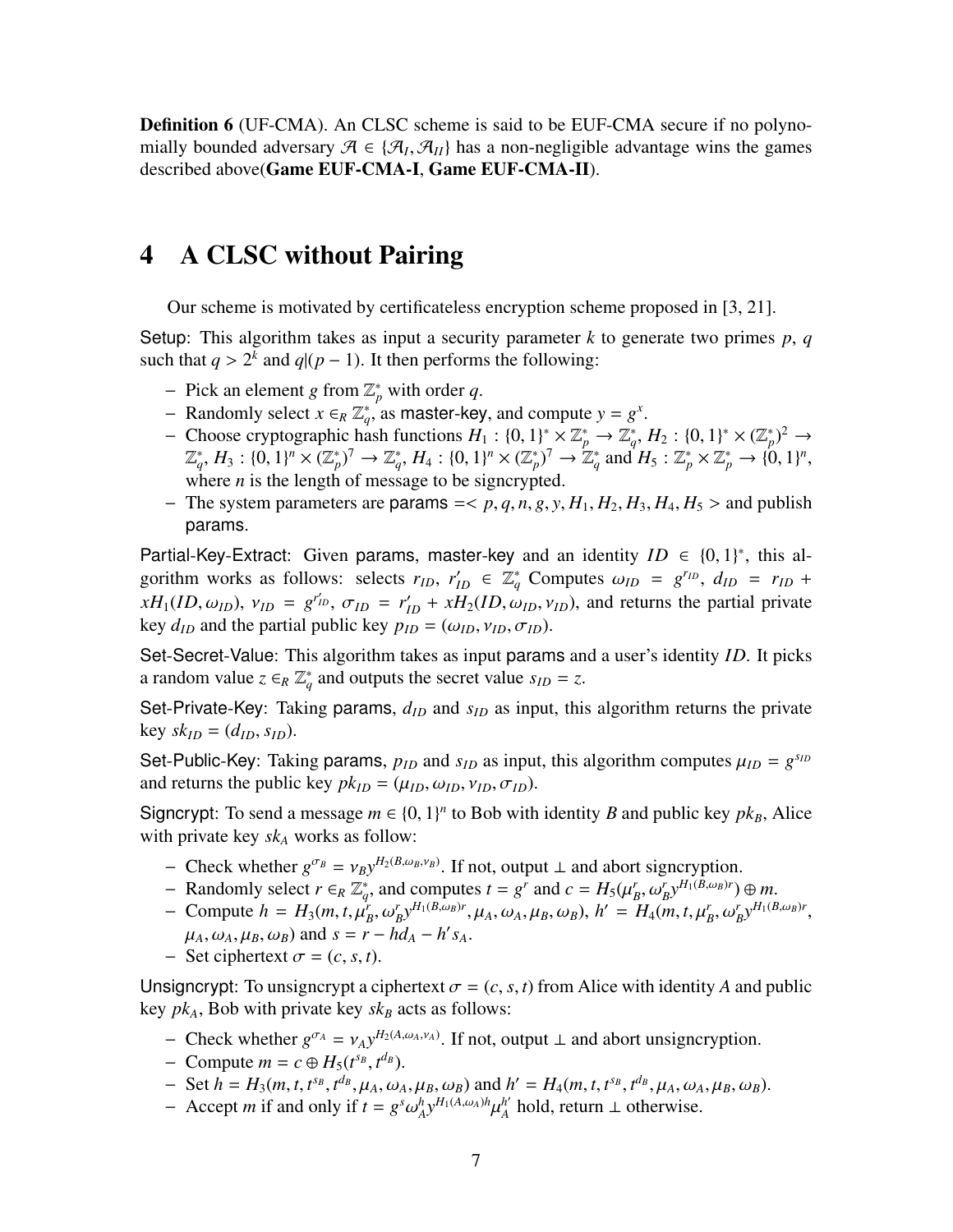**Definition 6** (UF-CMA). An CLSC scheme is said to be EUF-CMA secure if no polynomially bounded adversary $\mathcal{A} \in \{\mathcal{A}_I, \mathcal{A}_{II}\}$ has a non-negligible advantage wins the games described above(**Game EUF-CMA-I**, **Game EUF-CMA-II**).

# 4 A CLSC without Pairing

Our scheme is motivated by certificateless encryption scheme proposed in [3, 21].

Setup: This algorithm takes as input a security parameter $k$ to generate two primes $p$, $q$ such that $q > 2^k$ and $q|(p-1)$. It then performs the following:

- Pick an element $g$ from $\mathbb{Z}_p^*$ with order $q$.
- Randomly select $x \in_R \mathbb{Z}_q^*$, as master-key, and compute $y = g^x$.
- Choose cryptographic hash functions $H_1 : \{0,1\}^* \times \mathbb{Z}_p^* \rightarrow \mathbb{Z}_q^*$, $H_2 : \{0,1\}^* \times (\mathbb{Z}_p^*)^2 \rightarrow \mathbb{Z}_q^*$, $H_3 : \{0,1\}^n \times (\mathbb{Z}_p^*)^7 \rightarrow \mathbb{Z}_q^*$, $H_4 : \{0,1\}^n \times (\mathbb{Z}_p^*)^7 \rightarrow \mathbb{Z}_q^*$ and $H_5 : \mathbb{Z}_p^* \times \mathbb{Z}_p^* \rightarrow \{0,1\}^n$, where $n$ is the length of message to be signcrypted.
- The system parameters are params $=< p, q, n, g, y, H_1, H_2, H_3, H_4, H_5 >$ and publish params.

Partial-Key-Extract: Given params, master-key and an identity $ID \in \{0,1\}^*$, this algorithm works as follows: selects $r_{ID}$, $r'_{ID} \in \mathbb{Z}_q^*$ Computes $\omega_{ID} = g^{r_{ID}}$, $d_{ID} = r_{ID} + xH_1(ID, \omega_{ID})$, $\nu_{ID} = g^{r'_{ID}}$, $\sigma_{ID} = r'_{ID} + xH_2(ID, \omega_{ID}, \nu_{ID})$, and returns the partial private key $d_{ID}$ and the partial public key $p_{ID} = (\omega_{ID}, \nu_{ID}, \sigma_{ID})$.

Set-Secret-Value: This algorithm takes as input params and a user's identity $ID$. It picks a random value $z \in_R \mathbb{Z}_q^*$ and outputs the secret value $s_{ID} = z$.

Set-Private-Key: Taking params, $d_{ID}$ and $s_{ID}$ as input, this algorithm returns the private key $sk_{ID} = (d_{ID}, s_{ID})$.

Set-Public-Key: Taking params, $p_{ID}$ and $s_{ID}$ as input, this algorithm computes $\mu_{ID} = g^{s_{ID}}$ and returns the public key $pk_{ID} = (\mu_{ID}, \omega_{ID}, \nu_{ID}, \sigma_{ID})$.

Signcrypt: To send a message $m \in \{0,1\}^n$ to Bob with identity $B$ and public key $pk_B$, Alice with private key $sk_A$ works as follow:

- Check whether $g^{\sigma_B} = \nu_B y^{H_2(B, \omega_B, \nu_B)}$. If not, output $\perp$ and abort signcryption.
- Randomly select $r \in_R \mathbb{Z}_q^*$, and computes $t = g^r$ and $c = H_5(\mu_B^r, \omega_B^r y^{H_1(B, \omega_B)r}) \oplus m$.
- Compute $h = H_3(m, t, \mu_B^r, \omega_B^r y^{H_1(B, \omega_B)r}, \mu_A, \omega_A, \mu_B, \omega_B)$, $h' = H_4(m, t, \mu_B^r, \omega_B^r y^{H_1(B, \omega_B)r}, \mu_A, \omega_A, \mu_B, \omega_B)$ and $s = r - hd_A - h's_A$.
- Set ciphertext $\sigma = (c, s, t)$.

Unsigncrypt: To unsigncrypt a ciphertext $\sigma = (c, s, t)$ from Alice with identity $A$ and public key $pk_A$, Bob with private key $sk_B$ acts as follows:

- Check whether $g^{\sigma_A} = \nu_A y^{H_2(A, \omega_A, \nu_A)}$. If not, output $\perp$ and abort unsigncryption.
- Compute $m = c \oplus H_5(t^{s_B}, t^{d_B})$.
- Set $h = H_3(m, t, t^{s_B}, t^{d_B}, \mu_A, \omega_A, \mu_B, \omega_B)$ and $h' = H_4(m, t, t^{s_B}, t^{d_B}, \mu_A, \omega_A, \mu_B, \omega_B)$.
- Accept $m$ if and only if $t = g^s \omega_A^h y^{H_1(A, \omega_A)h} \mu_A^{h'}$ hold, return $\perp$ otherwise.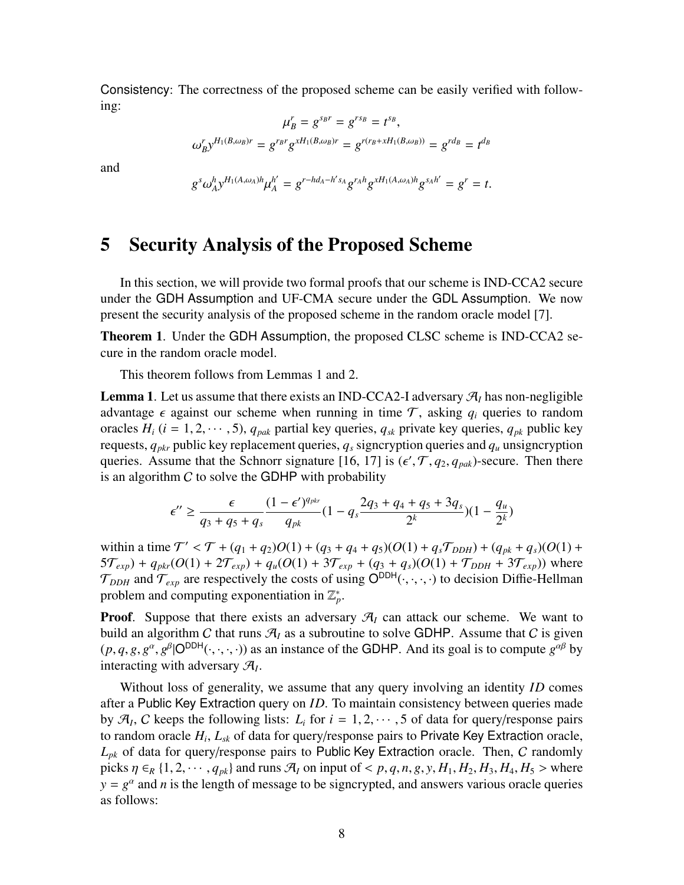Consistency: The correctness of the proposed scheme can be easily verified with following:

$$\mu_B^r = g^{s_B r} = g^{r s_B} = t^{s_B},$$

$$\omega_B^r y^{H_1(B,\omega_B)r} = g^{r_B r} g^{x H_1(B,\omega_B)r} = g^{r(r_B + x H_1(B,\omega_B))} = g^{r d_B} = t^{d_B}$$

and

$$g^s \omega_A^h y^{H_1(A,\omega_A)h} \mu_A^{h'} = g^{r - h d_A - h' s_A} g^{r_A h} g^{x H_1(A,\omega_A)h} g^{s_A h'} = g^r = t.$$

# 5 Security Analysis of the Proposed Scheme

In this section, we will provide two formal proofs that our scheme is IND-CCA2 secure under the GDH Assumption and UF-CMA secure under the GDL Assumption. We now present the security analysis of the proposed scheme in the random oracle model [7].

**Theorem 1**. Under the GDH Assumption, the proposed CLSC scheme is IND-CCA2 secure in the random oracle model.

This theorem follows from Lemmas 1 and 2.

**Lemma 1**. Let us assume that there exists an IND-CCA2-I adversary $\mathcal{A}_I$ has non-negligible advantage $\epsilon$ against our scheme when running in time $\mathcal{T}$, asking $q_i$ queries to random oracles $H_i$ ($i = 1, 2, \cdots, 5$), $q_{pak}$ partial key queries, $q_{sk}$ private key queries, $q_{pk}$ public key requests, $q_{pkr}$ public key replacement queries, $q_s$ signcryption queries and $q_u$ unsigncryption queries. Assume that the Schnorr signature [16, 17] is $(\epsilon', \mathcal{T}, q_2, q_{pak})$-secure. Then there is an algorithm $C$ to solve the GDHP with probability

$$\epsilon'' \geq \frac{\epsilon}{q_3 + q_5 + q_s} \frac{(1 - \epsilon')^{q_{pkr}}}{q_{pk}} \left(1 - q_s \frac{2q_3 + q_4 + q_5 + 3q_s}{2^k}\right)\left(1 - \frac{q_u}{2^k}\right)$$

within a time $\mathcal{T}' < \mathcal{T} + (q_1 + q_2)O(1) + (q_3 + q_4 + q_5)(O(1) + q_s\mathcal{T}_{DDH}) + (q_{pk} + q_s)(O(1) + 5\mathcal{T}_{exp}) + q_{pkr}(O(1) + 2\mathcal{T}_{exp}) + q_u(O(1) + 3\mathcal{T}_{exp} + (q_3 + q_s)(O(1) + \mathcal{T}_{DDH} + 3\mathcal{T}_{exp}))$ where $\mathcal{T}_{DDH}$ and $\mathcal{T}_{exp}$ are respectively the costs of using $\mathsf{O}^{\mathsf{DDH}}(\cdot,\cdot,\cdot,\cdot)$ to decision Diffie-Hellman problem and computing exponentiation in $\mathbb{Z}_p^*$.

**Proof**. Suppose that there exists an adversary $\mathcal{A}_I$ can attack our scheme. We want to build an algorithm $C$ that runs $\mathcal{A}_I$ as a subroutine to solve GDHP. Assume that $C$ is given $(p, q, g, g^\alpha, g^\beta | \mathsf{O}^{\mathsf{DDH}}(\cdot,\cdot,\cdot,\cdot))$ as an instance of the GDHP. And its goal is to compute $g^{\alpha\beta}$ by interacting with adversary $\mathcal{A}_I$.

Without loss of generality, we assume that any query involving an identity $ID$ comes after a Public Key Extraction query on $ID$. To maintain consistency between queries made by $\mathcal{A}_I$, $C$ keeps the following lists: $L_i$ for $i = 1, 2, \cdots, 5$ of data for query/response pairs to random oracle $H_i$, $L_{sk}$ of data for query/response pairs to Private Key Extraction oracle, $L_{pk}$ of data for query/response pairs to Public Key Extraction oracle. Then, $C$ randomly picks $\eta \in_R \{1, 2, \cdots, q_{pk}\}$ and runs $\mathcal{A}_I$ on input of $< p, q, n, g, y, H_1, H_2, H_3, H_4, H_5 >$ where $y = g^\alpha$ and $n$ is the length of message to be signcrypted, and answers various oracle queries as follows: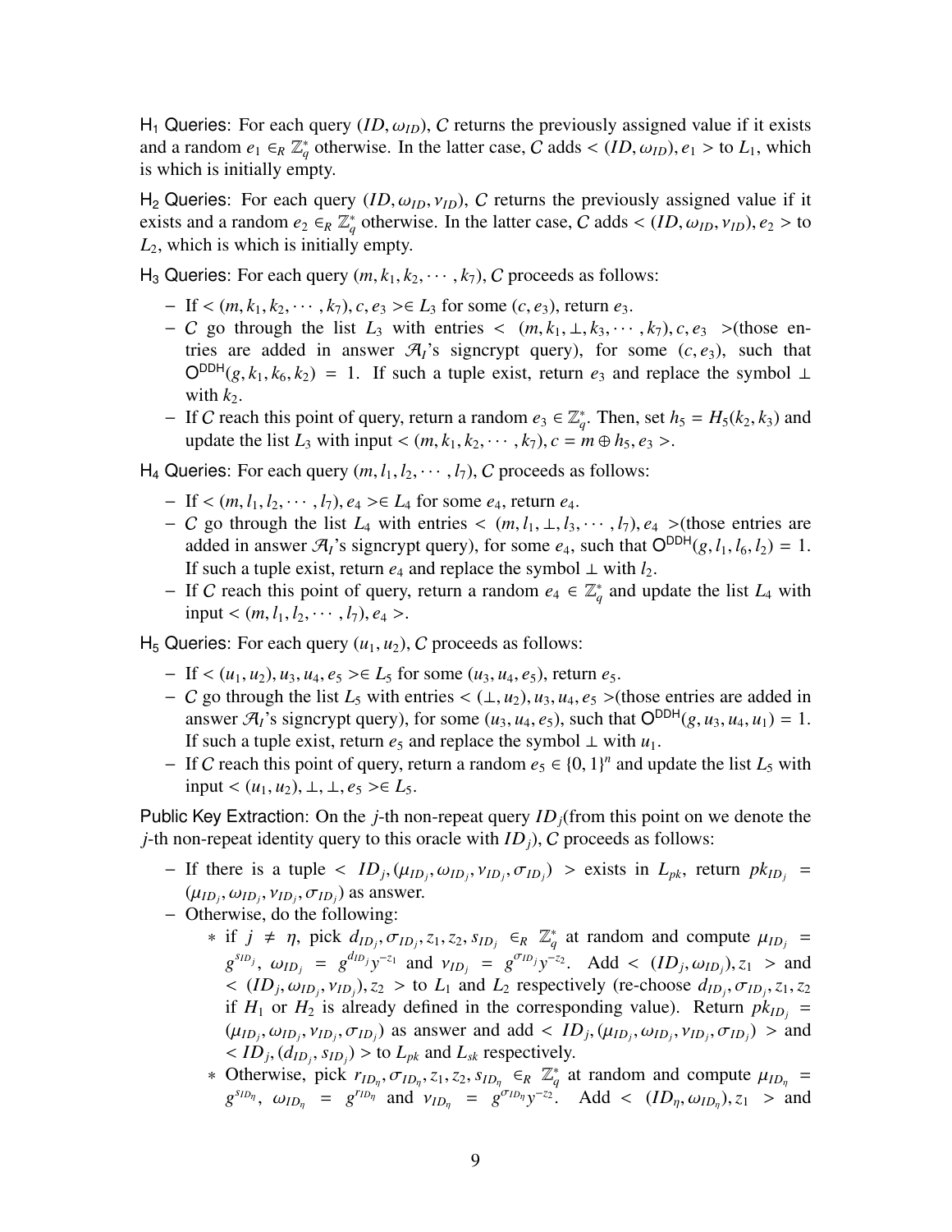$\mathsf{H}_1$ Queries: For each query $(ID, \omega_{ID})$, $C$ returns the previously assigned value if it exists and a random $e_1 \in_R \mathbb{Z}_q^*$ otherwise. In the latter case, $C$ adds $<(ID, \omega_{ID}), e_1>$ to $L_1$, which is which is initially empty.

$\mathsf{H}_2$ Queries: For each query $(ID, \omega_{ID}, \nu_{ID})$, $C$ returns the previously assigned value if it exists and a random $e_2 \in_R \mathbb{Z}_q^*$ otherwise. In the latter case, $C$ adds $<(ID, \omega_{ID}, \nu_{ID}), e_2>$ to $L_2$, which is which is initially empty.

$\mathsf{H}_3$ Queries: For each query $(m, k_1, k_2, \cdots, k_7)$, $C$ proceeds as follows:

- If $<(m, k_1, k_2, \cdots, k_7), c, e_3> \in L_3$ for some $(c, e_3)$, return $e_3$.
- $C$ go through the list $L_3$ with entries $<(m, k_1, \perp, k_3, \cdots, k_7), c, e_3>$(those entries are added in answer $\mathcal{A}_I$'s signcrypt query), for some $(c, e_3)$, such that $\mathsf{O}^{\mathsf{DDH}}(g, k_1, k_6, k_2) = 1$. If such a tuple exist, return $e_3$ and replace the symbol $\perp$ with $k_2$.
- If $C$ reach this point of query, return a random $e_3 \in \mathbb{Z}_q^*$. Then, set $h_5 = H_5(k_2, k_3)$ and update the list $L_3$ with input $<(m, k_1, k_2, \cdots, k_7), c = m \oplus h_5, e_3>$.

$\mathsf{H}_4$ Queries: For each query $(m, l_1, l_2, \cdots, l_7)$, $C$ proceeds as follows:

- If $<(m, l_1, l_2, \cdots, l_7), e_4> \in L_4$ for some $e_4$, return $e_4$.
- $C$ go through the list $L_4$ with entries $<(m, l_1, \perp, l_3, \cdots, l_7), e_4>$(those entries are added in answer $\mathcal{A}_I$'s signcrypt query), for some $e_4$, such that $\mathsf{O}^{\mathsf{DDH}}(g, l_1, l_6, l_2) = 1$. If such a tuple exist, return $e_4$ and replace the symbol $\perp$ with $l_2$.
- If $C$ reach this point of query, return a random $e_4 \in \mathbb{Z}_q^*$ and update the list $L_4$ with input $<(m, l_1, l_2, \cdots, l_7), e_4>$.

$\mathsf{H}_5$ Queries: For each query $(u_1, u_2)$, $C$ proceeds as follows:

- If $<(u_1, u_2), u_3, u_4, e_5> \in L_5$ for some $(u_3, u_4, e_5)$, return $e_5$.
- $C$ go through the list $L_5$ with entries $<(\perp, u_2), u_3, u_4, e_5>$(those entries are added in answer $\mathcal{A}_I$'s signcrypt query), for some $(u_3, u_4, e_5)$, such that $\mathsf{O}^{\mathsf{DDH}}(g, u_3, u_4, u_1) = 1$. If such a tuple exist, return $e_5$ and replace the symbol $\perp$ with $u_1$.
- If $C$ reach this point of query, return a random $e_5 \in \{0, 1\}^n$ and update the list $L_5$ with input $<(u_1, u_2), \perp, \perp, e_5> \in L_5$.

Public Key Extraction: On the $j$-th non-repeat query $ID_j$(from this point on we denote the $j$-th non-repeat identity query to this oracle with $ID_j$), $C$ proceeds as follows:

- If there is a tuple $<ID_j, (\mu_{ID_j}, \omega_{ID_j}, \nu_{ID_j}, \sigma_{ID_j})>$ exists in $L_{pk}$, return $pk_{ID_j} = (\mu_{ID_j}, \omega_{ID_j}, \nu_{ID_j}, \sigma_{ID_j})$ as answer.
- Otherwise, do the following:
  - if $j \neq \eta$, pick $d_{ID_j}, \sigma_{ID_j}, z_1, z_2, s_{ID_j} \in_R \mathbb{Z}_q^*$ at random and compute $\mu_{ID_j} = g^{s_{ID_j}}$, $\omega_{ID_j} = g^{d_{ID_j}} y^{-z_1}$ and $\nu_{ID_j} = g^{\sigma_{ID_j}} y^{-z_2}$. Add $<(ID_j, \omega_{ID_j}), z_1>$ and $<(ID_j, \omega_{ID_j}, \nu_{ID_j}), z_2>$ to $L_1$ and $L_2$ respectively (re-choose $d_{ID_j}, \sigma_{ID_j}, z_1, z_2$ if $H_1$ or $H_2$ is already defined in the corresponding value). Return $pk_{ID_j} = (\mu_{ID_j}, \omega_{ID_j}, \nu_{ID_j}, \sigma_{ID_j})$ as answer and add $<ID_j, (\mu_{ID_j}, \omega_{ID_j}, \nu_{ID_j}, \sigma_{ID_j})>$ and $<ID_j, (d_{ID_j}, s_{ID_j})>$ to $L_{pk}$ and $L_{sk}$ respectively.
  - Otherwise, pick $r_{ID_\eta}, \sigma_{ID_\eta}, z_1, z_2, s_{ID_\eta} \in_R \mathbb{Z}_q^*$ at random and compute $\mu_{ID_\eta} = g^{s_{ID_\eta}}$, $\omega_{ID_\eta} = g^{r_{ID_\eta}}$ and $\nu_{ID_\eta} = g^{\sigma_{ID_\eta}} y^{-z_2}$. Add $<(ID_\eta, \omega_{ID_\eta}), z_1>$ and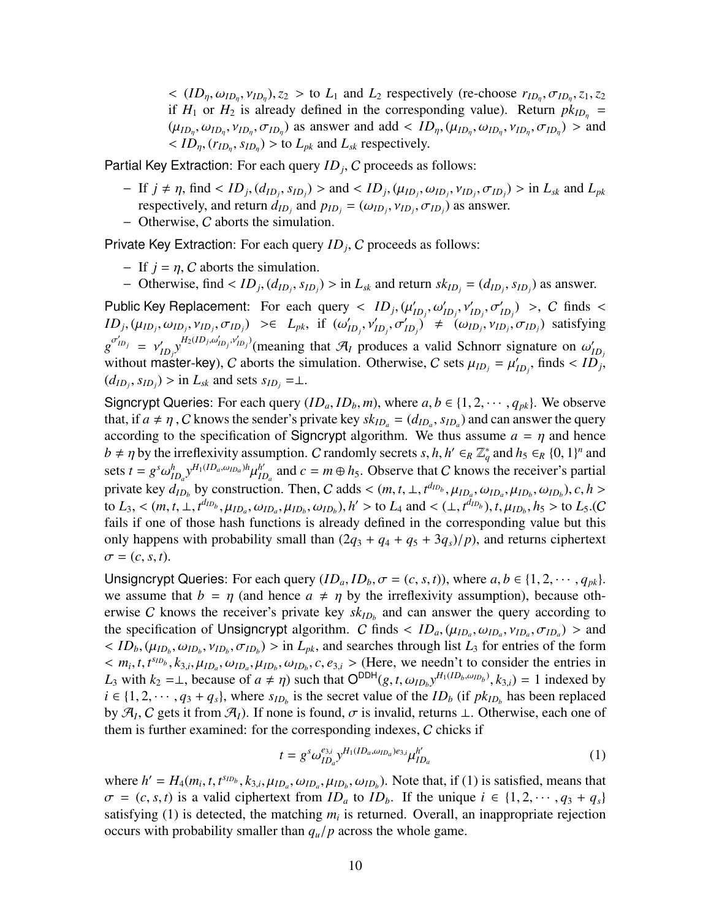$< (ID_\eta, \omega_{ID_\eta}, \nu_{ID_\eta}), z_2 >$ to $L_1$ and $L_2$ respectively (re-choose $r_{ID_\eta}, \sigma_{ID_\eta}, z_1, z_2$ if $H_1$ or $H_2$ is already defined in the corresponding value). Return $pk_{ID_\eta} = (\mu_{ID_\eta}, \omega_{ID_\eta}, \nu_{ID_\eta}, \sigma_{ID_\eta})$ as answer and add $< ID_\eta, (\mu_{ID_\eta}, \omega_{ID_\eta}, \nu_{ID_\eta}, \sigma_{ID_\eta}) >$ and $< ID_\eta, (r_{ID_\eta}, s_{ID_\eta}) >$ to $L_{pk}$ and $L_{sk}$ respectively.

Partial Key Extraction: For each query $ID_j$, $\mathcal{C}$ proceeds as follows:

- If $j \neq \eta$, find $< ID_j, (d_{ID_j}, s_{ID_j}) >$ and $< ID_j, (\mu_{ID_j}, \omega_{ID_j}, \nu_{ID_j}, \sigma_{ID_j}) >$ in $L_{sk}$ and $L_{pk}$ respectively, and return $d_{ID_j}$ and $p_{ID_j} = (\omega_{ID_j}, \nu_{ID_j}, \sigma_{ID_j})$ as answer.
- Otherwise, $\mathcal{C}$ aborts the simulation.

Private Key Extraction: For each query $ID_j$, $\mathcal{C}$ proceeds as follows:

- If $j = \eta$, $\mathcal{C}$ aborts the simulation.
- Otherwise, find $< ID_j, (d_{ID_j}, s_{ID_j}) >$ in $L_{sk}$ and return $sk_{ID_j} = (d_{ID_j}, s_{ID_j})$ as answer.

Public Key Replacement: For each query $< ID_j, (\mu'_{ID_j}, \omega'_{ID_j}, \nu'_{ID_j}, \sigma'_{ID_j}) >$, $\mathcal{C}$ finds $< ID_j, (\mu_{ID_j}, \omega_{ID_j}, \nu_{ID_j}, \sigma_{ID_j}) > \in L_{pk}$, if $(\omega'_{ID_j}, \nu'_{ID_j}, \sigma'_{ID_j}) \neq (\omega_{ID_j}, \nu_{ID_j}, \sigma_{ID_j})$ satisfying $g^{\sigma'_{ID_j}} = \nu'_{ID_j} y^{H_2(ID_j, \omega'_{ID_j}, \nu'_{ID_j})}$(meaning that $\mathcal{A}_I$ produces a valid Schnorr signature on $\omega'_{ID_j}$ without master-key), $\mathcal{C}$ aborts the simulation. Otherwise, $\mathcal{C}$ sets $\mu_{ID_j} = \mu'_{ID_j}$, finds $< ID_j, (d_{ID_j}, s_{ID_j}) >$ in $L_{sk}$ and sets $s_{ID_j} = \perp$.

Signcrypt Queries: For each query $(ID_a, ID_b, m)$, where $a, b \in \{1, 2, \cdots, q_{pk}\}$. We observe that, if $a \neq \eta$ , $\mathcal{C}$ knows the sender's private key $sk_{ID_a} = (d_{ID_a}, s_{ID_a})$ and can answer the query according to the specification of Signcrypt algorithm. We thus assume $a = \eta$ and hence $b \neq \eta$ by the irreflexivity assumption. $\mathcal{C}$ randomly secrets $s, h, h' \in_R \mathbb{Z}_q^*$ and $h_5 \in_R \{0, 1\}^n$ and sets $t = g^s \omega_{ID_a}^h y^{H_1(ID_a, \omega_{ID_a})h} \mu_{ID_a}^{h'}$ and $c = m \oplus h_5$. Observe that $\mathcal{C}$ knows the receiver's partial private key $d_{ID_b}$ by construction. Then, $\mathcal{C}$ adds $< (m, t, \perp, t^{d_{ID_b}}, \mu_{ID_a}, \omega_{ID_a}, \mu_{ID_b}, \omega_{ID_b}), c, h >$ to $L_3$, $< (m, t, \perp, t^{d_{ID_b}}, \mu_{ID_a}, \omega_{ID_a}, \mu_{ID_b}, \omega_{ID_b}), h' >$ to $L_4$ and $< (\perp, t^{d_{ID_b}}), t, \mu_{ID_b}, h_5 >$ to $L_5$.($\mathcal{C}$ fails if one of those hash functions is already defined in the corresponding value but this only happens with probability small than $(2q_3 + q_4 + q_5 + 3q_s)/p$), and returns ciphertext $\sigma = (c, s, t)$.

Unsigncrypt Queries: For each query $(ID_a, ID_b, \sigma = (c, s, t))$, where $a, b \in \{1, 2, \cdots, q_{pk}\}$. we assume that $b = \eta$ (and hence $a \neq \eta$ by the irreflexivity assumption), because otherwise $\mathcal{C}$ knows the receiver's private key $sk_{ID_b}$ and can answer the query according to the specification of Unsigncrypt algorithm. $\mathcal{C}$ finds $< ID_a, (\mu_{ID_a}, \omega_{ID_a}, \nu_{ID_a}, \sigma_{ID_a}) >$ and $< ID_b, (\mu_{ID_b}, \omega_{ID_b}, \nu_{ID_b}, \sigma_{ID_b}) >$ in $L_{pk}$, and searches through list $L_3$ for entries of the form $< m_i, t, t^{s_{ID_b}}, k_{3,i}, \mu_{ID_a}, \omega_{ID_a}, \mu_{ID_b}, \omega_{ID_b}, c, e_{3,i} >$ (Here, we needn't to consider the entries in $L_3$ with $k_2 = \perp$, because of $a \neq \eta$) such that $\mathsf{O}^{\mathsf{DDH}}(g, t, \omega_{ID_b} y^{H_1(ID_b, \omega_{ID_b})}, k_{3,i}) = 1$ indexed by $i \in \{1, 2, \cdots, q_3 + q_s\}$, where $s_{ID_b}$ is the secret value of the $ID_b$ (if $pk_{ID_b}$ has been replaced by $\mathcal{A}_I$, $\mathcal{C}$ gets it from $\mathcal{A}_I$). If none is found, $\sigma$ is invalid, returns $\perp$. Otherwise, each one of them is further examined: for the corresponding indexes, $\mathcal{C}$ chicks if

$$t = g^s \omega_{ID_a}^{e_{3,i}} y^{H_1(ID_a, \omega_{ID_a}) e_{3,i}} \mu_{ID_a}^{h'} \tag{1}$$

where $h' = H_4(m_i, t, t^{s_{ID_b}}, k_{3,i}, \mu_{ID_a}, \omega_{ID_a}, \mu_{ID_b}, \omega_{ID_b})$. Note that, if (1) is satisfied, means that $\sigma = (c, s, t)$ is a valid ciphertext from $ID_a$ to $ID_b$. If the unique $i \in \{1, 2, \cdots, q_3 + q_s\}$ satisfying (1) is detected, the matching $m_i$ is returned. Overall, an inappropriate rejection occurs with probability smaller than $q_u/p$ across the whole game.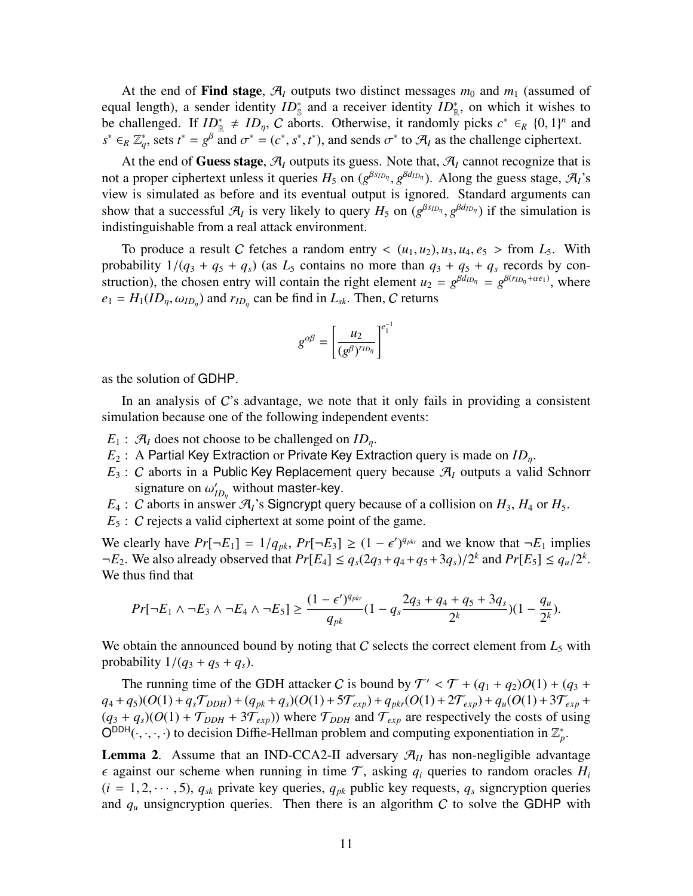At the end of **Find stage**, $\mathcal{A}_I$ outputs two distinct messages $m_0$ and $m_1$ (assumed of equal length), a sender identity $ID^*_{\mathbb{S}}$ and a receiver identity $ID^*_{\mathbb{R}}$, on which it wishes to be challenged. If $ID^*_{\mathbb{R}} \neq ID_\eta$, $C$ aborts. Otherwise, it randomly picks $c^* \in_R \{0,1\}^n$ and $s^* \in_R \mathbb{Z}_q^*$, sets $t^* = g^\beta$ and $\sigma^* = (c^*, s^*, t^*)$, and sends $\sigma^*$ to $\mathcal{A}_I$ as the challenge ciphertext.

At the end of **Guess stage**, $\mathcal{A}_I$ outputs its guess. Note that, $\mathcal{A}_I$ cannot recognize that is not a proper ciphertext unless it queries $H_5$ on $(g^{\beta s_{ID_\eta}}, g^{\beta d_{ID_\eta}})$. Along the guess stage, $\mathcal{A}_I$'s view is simulated as before and its eventual output is ignored. Standard arguments can show that a successful $\mathcal{A}_I$ is very likely to query $H_5$ on $(g^{\beta s_{ID_\eta}}, g^{\beta d_{ID_\eta}})$ if the simulation is indistinguishable from a real attack environment.

To produce a result $C$ fetches a random entry $< (u_1, u_2), u_3, u_4, e_5 >$ from $L_5$. With probability $1/(q_3 + q_5 + q_s)$ (as $L_5$ contains no more than $q_3 + q_5 + q_s$ records by construction), the chosen entry will contain the right element $u_2 = g^{\beta d_{ID_\eta}} = g^{\beta(r_{ID_\eta} + \alpha e_1)}$, where $e_1 = H_1(ID_\eta, \omega_{ID_\eta})$ and $r_{ID_\eta}$ can be find in $L_{sk}$. Then, $C$ returns

$$g^{\alpha\beta} = \left[\frac{u_2}{(g^\beta)^{r_{ID_\eta}}}\right]^{e_1^{-1}}$$

as the solution of GDHP.

In an analysis of $C$'s advantage, we note that it only fails in providing a consistent simulation because one of the following independent events:

- $E_1$ : $\mathcal{A}_I$ does not choose to be challenged on $ID_\eta$.
- $E_2$ : A Partial Key Extraction or Private Key Extraction query is made on $ID_\eta$.
- $E_3$ : $C$ aborts in a Public Key Replacement query because $\mathcal{A}_I$ outputs a valid Schnorr signature on $\omega'_{ID_\eta}$ without master-key.
- $E_4$ : $C$ aborts in answer $\mathcal{A}_I$'s Signcrypt query because of a collision on $H_3$, $H_4$ or $H_5$.
- $E_5$ : $C$ rejects a valid ciphertext at some point of the game.

We clearly have $Pr[\neg E_1] = 1/q_{pk}$, $Pr[\neg E_3] \geq (1 - \epsilon')^{q_{pkr}}$ and we know that $\neg E_1$ implies $\neg E_2$. We also already observed that $Pr[E_4] \leq q_s(2q_3 + q_4 + q_5 + 3q_s)/2^k$ and $Pr[E_5] \leq q_u/2^k$. We thus find that

$$Pr[\neg E_1 \wedge \neg E_3 \wedge \neg E_4 \wedge \neg E_5] \geq \frac{(1-\epsilon')^{q_{pkr}}}{q_{pk}}\left(1 - q_s\frac{2q_3 + q_4 + q_5 + 3q_s}{2^k}\right)\left(1 - \frac{q_u}{2^k}\right).$$

We obtain the announced bound by noting that $C$ selects the correct element from $L_5$ with probability $1/(q_3 + q_5 + q_s)$.

The running time of the GDH attacker $C$ is bound by $\mathcal{T}' < \mathcal{T} + (q_1 + q_2)O(1) + (q_3 + q_4 + q_5)(O(1) + q_s\mathcal{T}_{DDH}) + (q_{pk} + q_s)(O(1) + 5\mathcal{T}_{exp}) + q_{pkr}(O(1) + 2\mathcal{T}_{exp}) + q_u(O(1) + 3\mathcal{T}_{exp} + (q_3 + q_s)(O(1) + \mathcal{T}_{DDH} + 3\mathcal{T}_{exp}))$ where $\mathcal{T}_{DDH}$ and $\mathcal{T}_{exp}$ are respectively the costs of using $\mathsf{O}^{\mathsf{DDH}}(\cdot,\cdot,\cdot)$ to decision Diffie-Hellman problem and computing exponentiation in $\mathbb{Z}_p^*$.

**Lemma 2**. Assume that an IND-CCA2-II adversary $\mathcal{A}_{II}$ has non-negligible advantage $\epsilon$ against our scheme when running in time $\mathcal{T}$, asking $q_i$ queries to random oracles $H_i$ $(i = 1, 2, \cdots, 5)$, $q_{sk}$ private key queries, $q_{pk}$ public key requests, $q_s$ signcryption queries and $q_u$ unsigncryption queries. Then there is an algorithm $C$ to solve the GDHP with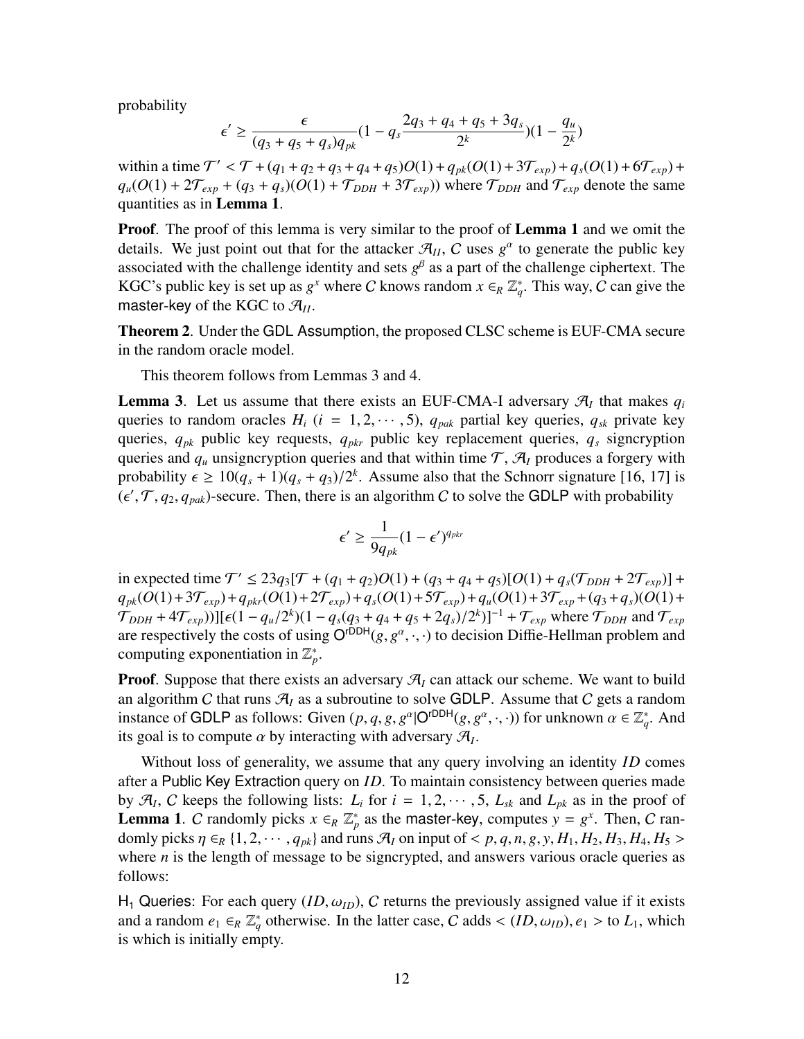probability

$$\epsilon' \geq \frac{\epsilon}{(q_3 + q_5 + q_s)q_{pk}}(1 - q_s\frac{2q_3 + q_4 + q_5 + 3q_s}{2^k})(1 - \frac{q_u}{2^k})$$

within a time $\mathcal{T}' < \mathcal{T} + (q_1 + q_2 + q_3 + q_4 + q_5)O(1) + q_{pk}(O(1) + 3\mathcal{T}_{exp}) + q_s(O(1) + 6\mathcal{T}_{exp}) + q_u(O(1) + 2\mathcal{T}_{exp} + (q_3 + q_s)(O(1) + \mathcal{T}_{DDH} + 3\mathcal{T}_{exp}))$ where $\mathcal{T}_{DDH}$ and $\mathcal{T}_{exp}$ denote the same quantities as in **Lemma 1**.

**Proof**. The proof of this lemma is very similar to the proof of **Lemma 1** and we omit the details. We just point out that for the attacker $\mathcal{A}_{II}$, $C$ uses $g^\alpha$ to generate the public key associated with the challenge identity and sets $g^\beta$ as a part of the challenge ciphertext. The KGC's public key is set up as $g^x$ where $C$ knows random $x \in_R \mathbb{Z}_q^*$. This way, $C$ can give the master-key of the KGC to $\mathcal{A}_{II}$.

**Theorem 2**. Under the GDL Assumption, the proposed CLSC scheme is EUF-CMA secure in the random oracle model.

This theorem follows from Lemmas 3 and 4.

**Lemma 3**. Let us assume that there exists an EUF-CMA-I adversary $\mathcal{A}_I$ that makes $q_i$ queries to random oracles $H_i$ ($i = 1, 2, \cdots, 5$), $q_{pak}$ partial key queries, $q_{sk}$ private key queries, $q_{pk}$ public key requests, $q_{pkr}$ public key replacement queries, $q_s$ signcryption queries and $q_u$ unsigncryption queries and that within time $\mathcal{T}$, $\mathcal{A}_I$ produces a forgery with probability $\epsilon \geq 10(q_s + 1)(q_s + q_3)/2^k$. Assume also that the Schnorr signature [16, 17] is $(\epsilon', \mathcal{T}, q_2, q_{pak})$-secure. Then, there is an algorithm $C$ to solve the GDLP with probability

$$\epsilon' \geq \frac{1}{9q_{pk}}(1 - \epsilon')^{q_{pkr}}$$

in expected time $\mathcal{T}' \leq 23q_3[\mathcal{T} + (q_1 + q_2)O(1) + (q_3 + q_4 + q_5)[O(1) + q_s(\mathcal{T}_{DDH} + 2\mathcal{T}_{exp})] + q_{pk}(O(1) + 3\mathcal{T}_{exp}) + q_{pkr}(O(1) + 2\mathcal{T}_{exp}) + q_s(O(1) + 5\mathcal{T}_{exp}) + q_u(O(1) + 3\mathcal{T}_{exp} + (q_3 + q_s)(O(1) + \mathcal{T}_{DDH} + 4\mathcal{T}_{exp}))][\epsilon(1 - q_u/2^k)(1 - q_s(q_3 + q_4 + q_5 + 2q_s)/2^k)]^{-1} + \mathcal{T}_{exp}$ where $\mathcal{T}_{DDH}$ and $\mathcal{T}_{exp}$ are respectively the costs of using $\mathsf{O}^{\mathsf{rDDH}}(g, g^\alpha, \cdot, \cdot)$ to decision Diffie-Hellman problem and computing exponentiation in $\mathbb{Z}_p^*$.

**Proof**. Suppose that there exists an adversary $\mathcal{A}_I$ can attack our scheme. We want to build an algorithm $C$ that runs $\mathcal{A}_I$ as a subroutine to solve GDLP. Assume that $C$ gets a random instance of GDLP as follows: Given $(p, q, g, g^\alpha | \mathsf{O}^{\mathsf{rDDH}}(g, g^\alpha, \cdot, \cdot))$ for unknown $\alpha \in \mathbb{Z}_q^*$. And its goal is to compute $\alpha$ by interacting with adversary $\mathcal{A}_I$.

Without loss of generality, we assume that any query involving an identity $ID$ comes after a Public Key Extraction query on $ID$. To maintain consistency between queries made by $\mathcal{A}_I$, $C$ keeps the following lists: $L_i$ for $i = 1, 2, \cdots, 5$, $L_{sk}$ and $L_{pk}$ as in the proof of **Lemma 1**. $C$ randomly picks $x \in_R \mathbb{Z}_p^*$ as the master-key, computes $y = g^x$. Then, $C$ randomly picks $\eta \in_R \{1, 2, \cdots, q_{pk}\}$ and runs $\mathcal{A}_I$ on input of $< p, q, n, g, y, H_1, H_2, H_3, H_4, H_5 >$ where $n$ is the length of message to be signcrypted, and answers various oracle queries as follows:

$\mathsf{H}_1$ Queries: For each query $(ID, \omega_{ID})$, $C$ returns the previously assigned value if it exists and a random $e_1 \in_R \mathbb{Z}_q^*$ otherwise. In the latter case, $C$ adds $< (ID, \omega_{ID}), e_1 >$ to $L_1$, which is which is initially empty.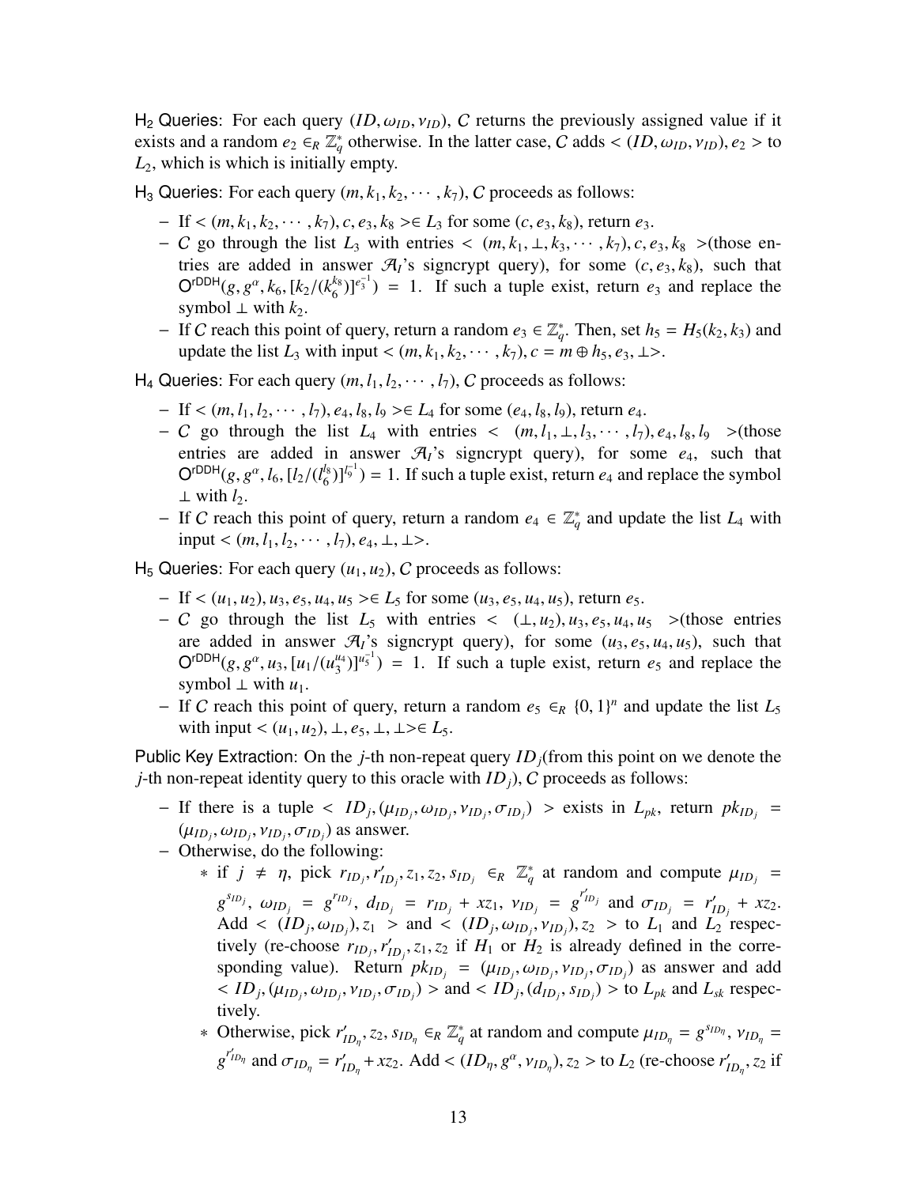$\mathsf{H}_2$ Queries: For each query $(ID, \omega_{ID}, \nu_{ID})$, $\mathcal{C}$ returns the previously assigned value if it exists and a random $e_2 \in_R \mathbb{Z}_q^*$ otherwise. In the latter case, $\mathcal{C}$ adds $< (ID, \omega_{ID}, \nu_{ID}), e_2 >$ to $L_2$, which is which is initially empty.

$\mathsf{H}_3$ Queries: For each query $(m, k_1, k_2, \cdots, k_7)$, $\mathcal{C}$ proceeds as follows:

- If $< (m, k_1, k_2, \cdots, k_7), c, e_3, k_8 > \in L_3$ for some $(c, e_3, k_8)$, return $e_3$.
- $\mathcal{C}$ go through the list $L_3$ with entries $< (m, k_1, \perp, k_3, \cdots, k_7), c, e_3, k_8 >$(those entries are added in answer $\mathcal{A}_I$'s signcrypt query), for some $(c, e_3, k_8)$, such that $\mathsf{O}^{\mathsf{rDDH}}(g, g^{\alpha}, k_6, [k_2/(k_6^{k_8})]^{e_3^{-1}}) = 1$. If such a tuple exist, return $e_3$ and replace the symbol $\perp$ with $k_2$.
- If $\mathcal{C}$ reach this point of query, return a random $e_3 \in \mathbb{Z}_q^*$. Then, set $h_5 = H_5(k_2, k_3)$ and update the list $L_3$ with input $< (m, k_1, k_2, \cdots, k_7), c = m \oplus h_5, e_3, \perp >$.

$\mathsf{H}_4$ Queries: For each query $(m, l_1, l_2, \cdots, l_7)$, $\mathcal{C}$ proceeds as follows:

- If $< (m, l_1, l_2, \cdots, l_7), e_4, l_8, l_9 > \in L_4$ for some $(e_4, l_8, l_9)$, return $e_4$.
- $\mathcal{C}$ go through the list $L_4$ with entries $< (m, l_1, \perp, l_3, \cdots, l_7), e_4, l_8, l_9 >$(those entries are added in answer $\mathcal{A}_I$'s signcrypt query), for some $e_4$, such that $\mathsf{O}^{\mathsf{rDDH}}(g, g^{\alpha}, l_6, [l_2/(l_6^{l_8})]^{l_9^{-1}}) = 1$. If such a tuple exist, return $e_4$ and replace the symbol $\perp$ with $l_2$.
- If $\mathcal{C}$ reach this point of query, return a random $e_4 \in \mathbb{Z}_q^*$ and update the list $L_4$ with input $< (m, l_1, l_2, \cdots, l_7), e_4, \perp, \perp >$.

$\mathsf{H}_5$ Queries: For each query $(u_1, u_2)$, $\mathcal{C}$ proceeds as follows:

- If $< (u_1, u_2), u_3, e_5, u_4, u_5 > \in L_5$ for some $(u_3, e_5, u_4, u_5)$, return $e_5$.
- $\mathcal{C}$ go through the list $L_5$ with entries $< (\perp, u_2), u_3, e_5, u_4, u_5 >$(those entries are added in answer $\mathcal{A}_I$'s signcrypt query), for some $(u_3, e_5, u_4, u_5)$, such that $\mathsf{O}^{\mathsf{rDDH}}(g, g^{\alpha}, u_3, [u_1/(u_3^{u_4})]^{u_5^{-1}}) = 1$. If such a tuple exist, return $e_5$ and replace the symbol $\perp$ with $u_1$.
- If $\mathcal{C}$ reach this point of query, return a random $e_5 \in_R \{0, 1\}^n$ and update the list $L_5$ with input $< (u_1, u_2), \perp, e_5, \perp, \perp > \in L_5$.

Public Key Extraction: On the $j$-th non-repeat query $ID_j$(from this point on we denote the $j$-th non-repeat identity query to this oracle with $ID_j$), $\mathcal{C}$ proceeds as follows:

- If there is a tuple $< ID_j, (\mu_{ID_j}, \omega_{ID_j}, \nu_{ID_j}, \sigma_{ID_j}) >$ exists in $L_{pk}$, return $pk_{ID_j} = (\mu_{ID_j}, \omega_{ID_j}, \nu_{ID_j}, \sigma_{ID_j})$ as answer.
- Otherwise, do the following:
  * if $j \neq \eta$, pick $r_{ID_j}, r'_{ID_j}, z_1, z_2, s_{ID_j} \in_R \mathbb{Z}_q^*$ at random and compute $\mu_{ID_j} = g^{s_{ID_j}}$, $\omega_{ID_j} = g^{r_{ID_j}}$, $d_{ID_j} = r_{ID_j} + xz_1$, $\nu_{ID_j} = g^{r'_{ID_j}}$ and $\sigma_{ID_j} = r'_{ID_j} + xz_2$. Add $< (ID_j, \omega_{ID_j}), z_1 >$ and $< (ID_j, \omega_{ID_j}, \nu_{ID_j}), z_2 >$ to $L_1$ and $L_2$ respectively (re-choose $r_{ID_j}, r'_{ID_j}, z_1, z_2$ if $H_1$ or $H_2$ is already defined in the corresponding value). Return $pk_{ID_j} = (\mu_{ID_j}, \omega_{ID_j}, \nu_{ID_j}, \sigma_{ID_j})$ as answer and add $< ID_j, (\mu_{ID_j}, \omega_{ID_j}, \nu_{ID_j}, \sigma_{ID_j}) >$ and $< ID_j, (d_{ID_j}, s_{ID_j}) >$ to $L_{pk}$ and $L_{sk}$ respectively.
  * Otherwise, pick $r'_{ID_\eta}, z_2, s_{ID_\eta} \in_R \mathbb{Z}_q^*$ at random and compute $\mu_{ID_\eta} = g^{s_{ID_\eta}}$, $\nu_{ID_\eta} = g^{r'_{ID_\eta}}$ and $\sigma_{ID_\eta} = r'_{ID_\eta} + xz_2$. Add $< (ID_\eta, g^{\alpha}, \nu_{ID_\eta}), z_2 >$ to $L_2$ (re-choose $r'_{ID_\eta}, z_2$ if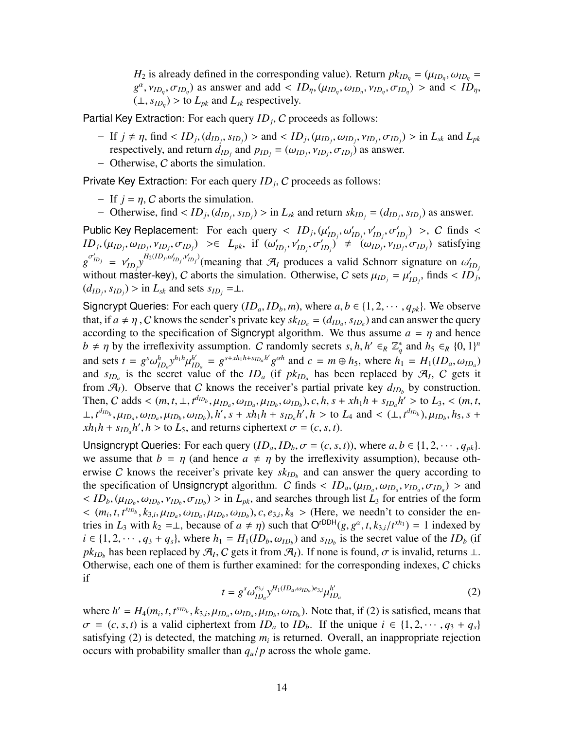$H_2$ is already defined in the corresponding value). Return $pk_{ID_\eta} = (\mu_{ID_\eta}, \omega_{ID_\eta} = g^\alpha, \nu_{ID_\eta}, \sigma_{ID_\eta})$ as answer and add $< ID_\eta, (\mu_{ID_\eta}, \omega_{ID_\eta}, \nu_{ID_\eta}, \sigma_{ID_\eta}) >$ and $< ID_\eta, (\perp, s_{ID_\eta}) >$ to $L_{pk}$ and $L_{sk}$ respectively.

Partial Key Extraction: For each query $ID_j$, $C$ proceeds as follows:

- If $j \neq \eta$, find $< ID_j, (d_{ID_j}, s_{ID_j}) >$ and $< ID_j, (\mu_{ID_j}, \omega_{ID_j}, \nu_{ID_j}, \sigma_{ID_j}) >$ in $L_{sk}$ and $L_{pk}$ respectively, and return $d_{ID_j}$ and $p_{ID_j} = (\omega_{ID_j}, \nu_{ID_j}, \sigma_{ID_j})$ as answer.
- Otherwise, $C$ aborts the simulation.

Private Key Extraction: For each query $ID_j$, $C$ proceeds as follows:

- If $j = \eta$, $C$ aborts the simulation.
- Otherwise, find $< ID_j, (d_{ID_j}, s_{ID_j}) >$ in $L_{sk}$ and return $sk_{ID_j} = (d_{ID_j}, s_{ID_j})$ as answer.

Public Key Replacement: For each query $< ID_j, (\mu'_{ID_j}, \omega'_{ID_j}, \nu'_{ID_j}, \sigma'_{ID_j}) >$, $C$ finds $< ID_j, (\mu_{ID_j}, \omega_{ID_j}, \nu_{ID_j}, \sigma_{ID_j}) > \in L_{pk}$, if $(\omega'_{ID_j}, \nu'_{ID_j}, \sigma'_{ID_j}) \neq (\omega_{ID_j}, \nu_{ID_j}, \sigma_{ID_j})$ satisfying $g^{\sigma'_{ID_j}} = \nu'_{ID_j} y^{H_2(ID_j, \omega'_{ID_j}, \nu'_{ID_j})}$(meaning that $\mathcal{A}_I$ produces a valid Schnorr signature on $\omega'_{ID_j}$ without master-key), $C$ aborts the simulation. Otherwise, $C$ sets $\mu_{ID_j} = \mu'_{ID_j}$, finds $< ID_j, (d_{ID_j}, s_{ID_j}) >$ in $L_{sk}$ and sets $s_{ID_j} = \perp$.

Signcrypt Queries: For each query $(ID_a, ID_b, m)$, where $a, b \in \{1, 2, \cdots, q_{pk}\}$. We observe that, if $a \neq \eta$, $C$ knows the sender's private key $sk_{ID_a} = (d_{ID_a}, s_{ID_a})$ and can answer the query according to the specification of Signcrypt algorithm. We thus assume $a = \eta$ and hence $b \neq \eta$ by the irreflexivity assumption. $C$ randomly secrets $s, h, h' \in_R \mathbb{Z}_q^*$ and $h_5 \in_R \{0, 1\}^n$ and sets $t = g^s \omega_{ID_a}^h y^{h_1 h} \mu_{ID_a}^{h'} = g^{s + x h_1 h + s_{ID_a} h'} g^{\alpha h}$ and $c = m \oplus h_5$, where $h_1 = H_1(ID_a, \omega_{ID_a})$ and $s_{ID_a}$ is the secret value of the $ID_a$ (if $pk_{ID_a}$ has been replaced by $\mathcal{A}_I$, $C$ gets it from $\mathcal{A}_I$). Observe that $C$ knows the receiver's partial private key $d_{ID_b}$ by construction. Then, $C$ adds $< (m, t, \perp, t^{d_{ID_b}}, \mu_{ID_a}, \omega_{ID_a}, \mu_{ID_b}, \omega_{ID_b}), c, h, s + x h_1 h + s_{ID_a} h' >$ to $L_3$, $< (m, t, \perp, t^{d_{ID_b}}, \mu_{ID_a}, \omega_{ID_a}, \mu_{ID_b}, \omega_{ID_b}), h', s + x h_1 h + s_{ID_a} h', h >$ to $L_4$ and $< (\perp, t^{d_{ID_b}}), \mu_{ID_b}, h_5, s + x h_1 h + s_{ID_a} h', h >$ to $L_5$, and returns ciphertext $\sigma = (c, s, t)$.

Unsigncrypt Queries: For each query $(ID_a, ID_b, \sigma = (c, s, t))$, where $a, b \in \{1, 2, \cdots, q_{pk}\}$. we assume that $b = \eta$ (and hence $a \neq \eta$ by the irreflexivity assumption), because otherwise $C$ knows the receiver's private key $sk_{ID_b}$ and can answer the query according to the specification of Unsigncrypt algorithm. $C$ finds $< ID_a, (\mu_{ID_a}, \omega_{ID_a}, \nu_{ID_a}, \sigma_{ID_a}) >$ and $< ID_b, (\mu_{ID_b}, \omega_{ID_b}, \nu_{ID_b}, \sigma_{ID_b}) >$ in $L_{pk}$, and searches through list $L_3$ for entries of the form $< (m_i, t, t^{s_{ID_b}}, k_{3,i}, \mu_{ID_a}, \omega_{ID_a}, \mu_{ID_b}, \omega_{ID_b}), c, e_{3,i}, k_8 >$ (Here, we needn't to consider the entries in $L_3$ with $k_2 = \perp$, because of $a \neq \eta$) such that $\mathsf{O}^{\mathsf{rDDH}}(g, g^\alpha, t, k_{3,i}/t^{x h_1}) = 1$ indexed by $i \in \{1, 2, \cdots, q_3 + q_s\}$, where $h_1 = H_1(ID_b, \omega_{ID_b})$ and $s_{ID_b}$ is the secret value of the $ID_b$ (if $pk_{ID_b}$ has been replaced by $\mathcal{A}_I$, $C$ gets it from $\mathcal{A}_I$). If none is found, $\sigma$ is invalid, returns $\perp$. Otherwise, each one of them is further examined: for the corresponding indexes, $C$ chicks if

$$t = g^s \omega_{ID_a}^{e_{3,i}} y^{H_1(ID_a, \omega_{ID_a}) e_{3,i}} \mu_{ID_a}^{h'} \tag{2}$$

where $h' = H_4(m_i, t, t^{s_{ID_b}}, k_{3,i}, \mu_{ID_a}, \omega_{ID_a}, \mu_{ID_b}, \omega_{ID_b})$. Note that, if (2) is satisfied, means that $\sigma = (c, s, t)$ is a valid ciphertext from $ID_a$ to $ID_b$. If the unique $i \in \{1, 2, \cdots, q_3 + q_s\}$ satisfying (2) is detected, the matching $m_i$ is returned. Overall, an inappropriate rejection occurs with probability smaller than $q_u/p$ across the whole game.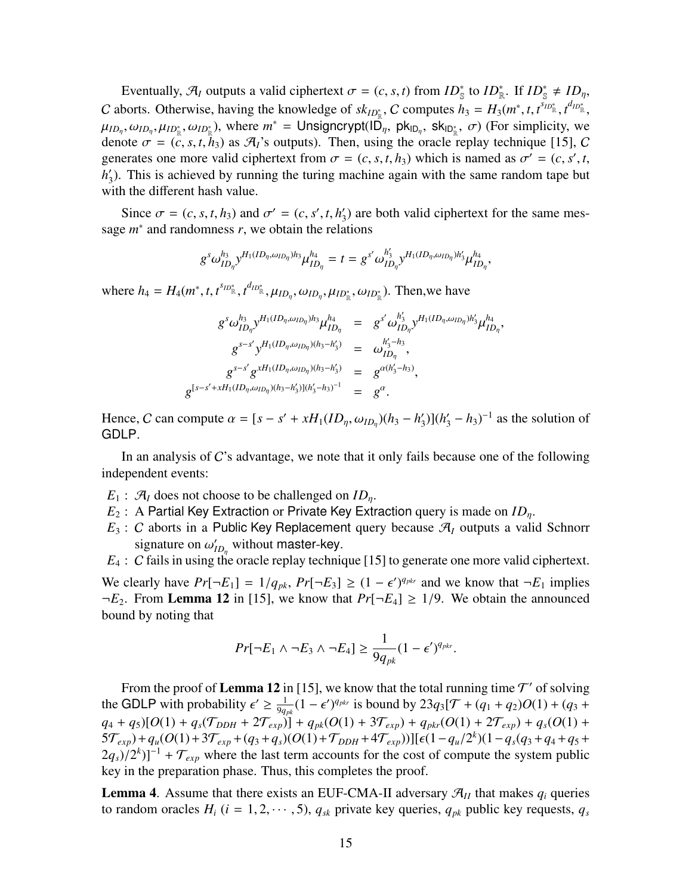Eventually, $\mathcal{A}_I$ outputs a valid ciphertext $\sigma = (c, s, t)$ from $ID^*_{\mathbb{S}}$ to $ID^*_{\mathbb{R}}$. If $ID^*_{\mathbb{S}} \neq ID_\eta$, $C$ aborts. Otherwise, having the knowledge of $sk_{ID^*_{\mathbb{R}}}$, $C$ computes $h_3 = H_3(m^*, t, t^{s_{ID^*_{\mathbb{R}}}}, t^{d_{ID^*_{\mathbb{R}}}}, \mu_{ID_\eta}, \omega_{ID_\eta}, \mu_{ID^*_{\mathbb{R}}}, \omega_{ID^*_{\mathbb{R}}})$, where $m^* =$ Unsigncrypt($\mathsf{ID}_\eta$, $\mathsf{pk}_{\mathsf{ID}_\eta}$, $\mathsf{sk}_{\mathsf{ID}^*_{\mathbb{R}}}$, $\sigma$) (For simplicity, we denote $\sigma = (c, s, t, h_3)$ as $\mathcal{A}_I$'s outputs). Then, using the oracle replay technique [15], $C$ generates one more valid ciphertext from $\sigma = (c, s, t, h_3)$ which is named as $\sigma' = (c, s', t, h'_3)$. This is achieved by running the turing machine again with the same random tape but with the different hash value.

Since $\sigma = (c, s, t, h_3)$ and $\sigma' = (c, s', t, h'_3)$ are both valid ciphertext for the same message $m^*$ and randomness $r$, we obtain the relations

$$g^s \omega_{ID_\eta}^{h_3} y^{H_1(ID_\eta, \omega_{ID_\eta})h_3} \mu_{ID_\eta}^{h_4} = t = g^{s'} \omega_{ID_\eta}^{h'_3} y^{H_1(ID_\eta, \omega_{ID_\eta})h'_3} \mu_{ID_\eta}^{h_4},$$

where $h_4 = H_4(m^*, t, t^{s_{ID^*_{\mathbb{R}}}}, t^{d_{ID^*_{\mathbb{R}}}}, \mu_{ID_\eta}, \omega_{ID_\eta}, \mu_{ID^*_{\mathbb{R}}}, \omega_{ID^*_{\mathbb{R}}})$. Then,we have

$$\begin{aligned}
g^s \omega_{ID_\eta}^{h_3} y^{H_1(ID_\eta, \omega_{ID_\eta})h_3} \mu_{ID_\eta}^{h_4} &= g^{s'} \omega_{ID_\eta}^{h'_3} y^{H_1(ID_\eta, \omega_{ID_\eta})h'_3} \mu_{ID_\eta}^{h_4}, \\
g^{s-s'} y^{H_1(ID_\eta, \omega_{ID_\eta})(h_3 - h'_3)} &= \omega_{ID_\eta}^{h'_3 - h_3}, \\
g^{s-s'} g^{xH_1(ID_\eta, \omega_{ID_\eta})(h_3 - h'_3)} &= g^{\alpha(h'_3 - h_3)}, \\
g^{[s-s'+xH_1(ID_\eta, \omega_{ID_\eta})(h_3 - h'_3)](h'_3 - h_3)^{-1}} &= g^{\alpha}.
\end{aligned}$$

Hence, $C$ can compute $\alpha = [s - s' + xH_1(ID_\eta, \omega_{ID_\eta})(h_3 - h'_3)](h'_3 - h_3)^{-1}$ as the solution of GDLP.

In an analysis of $C$'s advantage, we note that it only fails because one of the following independent events:

- $E_1$ : $\mathcal{A}_I$ does not choose to be challenged on $ID_\eta$.
- $E_2$ : A Partial Key Extraction or Private Key Extraction query is made on $ID_\eta$.
- $E_3$ : $C$ aborts in a Public Key Replacement query because $\mathcal{A}_I$ outputs a valid Schnorr signature on $\omega'_{ID_\eta}$ without master-key.
- $E_4$ : $C$ fails in using the oracle replay technique [15] to generate one more valid ciphertext.

We clearly have $Pr[\neg E_1] = 1/q_{pk}$, $Pr[\neg E_3] \geq (1 - \epsilon')^{q_{pkr}}$ and we know that $\neg E_1$ implies $\neg E_2$. From **Lemma 12** in [15], we know that $Pr[\neg E_4] \geq 1/9$. We obtain the announced bound by noting that

$$Pr[\neg E_1 \wedge \neg E_3 \wedge \neg E_4] \geq \frac{1}{9q_{pk}}(1 - \epsilon')^{q_{pkr}}.$$

From the proof of **Lemma 12** in [15], we know that the total running time $\mathcal{T}'$ of solving the GDLP with probability $\epsilon' \geq \frac{1}{9q_{pk}}(1-\epsilon')^{q_{pkr}}$ is bound by $23q_3[\mathcal{T} + (q_1 + q_2)O(1) + (q_3 + q_4 + q_5)[O(1) + q_s(\mathcal{T}_{DDH} + 2\mathcal{T}_{exp})] + q_{pk}(O(1) + 3\mathcal{T}_{exp}) + q_{pkr}(O(1) + 2\mathcal{T}_{exp}) + q_s(O(1) + 5\mathcal{T}_{exp}) + q_u(O(1) + 3\mathcal{T}_{exp} + (q_3 + q_s)(O(1) + \mathcal{T}_{DDH} + 4\mathcal{T}_{exp}))][\epsilon(1 - q_u/2^k)(1 - q_s(q_3 + q_4 + q_5 + 2q_s)/2^k)]^{-1} + \mathcal{T}_{exp}$ where the last term accounts for the cost of compute the system public key in the preparation phase. Thus, this completes the proof.

**Lemma 4**. Assume that there exists an EUF-CMA-II adversary $\mathcal{A}_{II}$ that makes $q_i$ queries to random oracles $H_i$ ($i = 1, 2, \cdots, 5$), $q_{sk}$ private key queries, $q_{pk}$ public key requests, $q_s$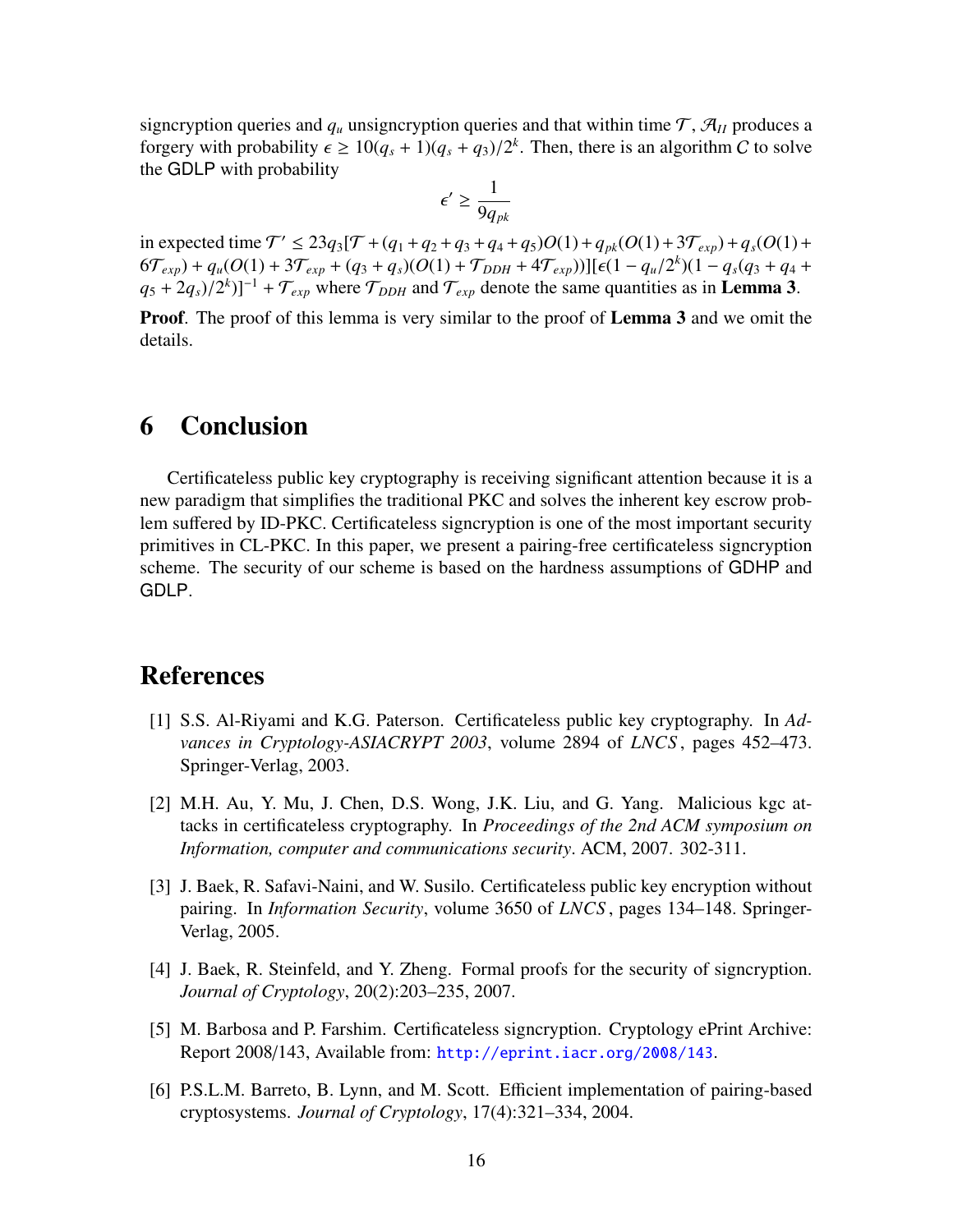signcryption queries and $q_u$ unsigncryption queries and that within time $\mathcal{T}$, $\mathcal{A}_{II}$ produces a forgery with probability $\epsilon \geq 10(q_s + 1)(q_s + q_3)/2^k$. Then, there is an algorithm $C$ to solve the GDLP with probability

$$\epsilon' \geq \frac{1}{9q_{pk}}$$

in expected time $\mathcal{T}' \leq 23q_3[\mathcal{T} + (q_1 + q_2 + q_3 + q_4 + q_5)O(1) + q_{pk}(O(1) + 3\mathcal{T}_{exp}) + q_s(O(1) + 6\mathcal{T}_{exp}) + q_u(O(1) + 3\mathcal{T}_{exp} + (q_3 + q_s)(O(1) + \mathcal{T}_{DDH} + 4\mathcal{T}_{exp}))][\epsilon(1 - q_u/2^k)(1 - q_s(q_3 + q_4 + q_5 + 2q_s)/2^k)]^{-1} + \mathcal{T}_{exp}$ where $\mathcal{T}_{DDH}$ and $\mathcal{T}_{exp}$ denote the same quantities as in **Lemma 3**.

**Proof**. The proof of this lemma is very similar to the proof of **Lemma 3** and we omit the details.

# 6 Conclusion

Certificateless public key cryptography is receiving significant attention because it is a new paradigm that simplifies the traditional PKC and solves the inherent key escrow problem suffered by ID-PKC. Certificateless signcryption is one of the most important security primitives in CL-PKC. In this paper, we present a pairing-free certificateless signcryption scheme. The security of our scheme is based on the hardness assumptions of GDHP and GDLP.

# References

[1] S.S. Al-Riyami and K.G. Paterson. Certificateless public key cryptography. In *Advances in Cryptology-ASIACRYPT 2003*, volume 2894 of *LNCS*, pages 452–473. Springer-Verlag, 2003.

[2] M.H. Au, Y. Mu, J. Chen, D.S. Wong, J.K. Liu, and G. Yang. Malicious kgc attacks in certificateless cryptography. In *Proceedings of the 2nd ACM symposium on Information, computer and communications security*. ACM, 2007. 302-311.

[3] J. Baek, R. Safavi-Naini, and W. Susilo. Certificateless public key encryption without pairing. In *Information Security*, volume 3650 of *LNCS*, pages 134–148. Springer-Verlag, 2005.

[4] J. Baek, R. Steinfeld, and Y. Zheng. Formal proofs for the security of signcryption. *Journal of Cryptology*, 20(2):203–235, 2007.

[5] M. Barbosa and P. Farshim. Certificateless signcryption. Cryptology ePrint Archive: Report 2008/143, Available from: http://eprint.iacr.org/2008/143.

[6] P.S.L.M. Barreto, B. Lynn, and M. Scott. Efficient implementation of pairing-based cryptosystems. *Journal of Cryptology*, 17(4):321–334, 2004.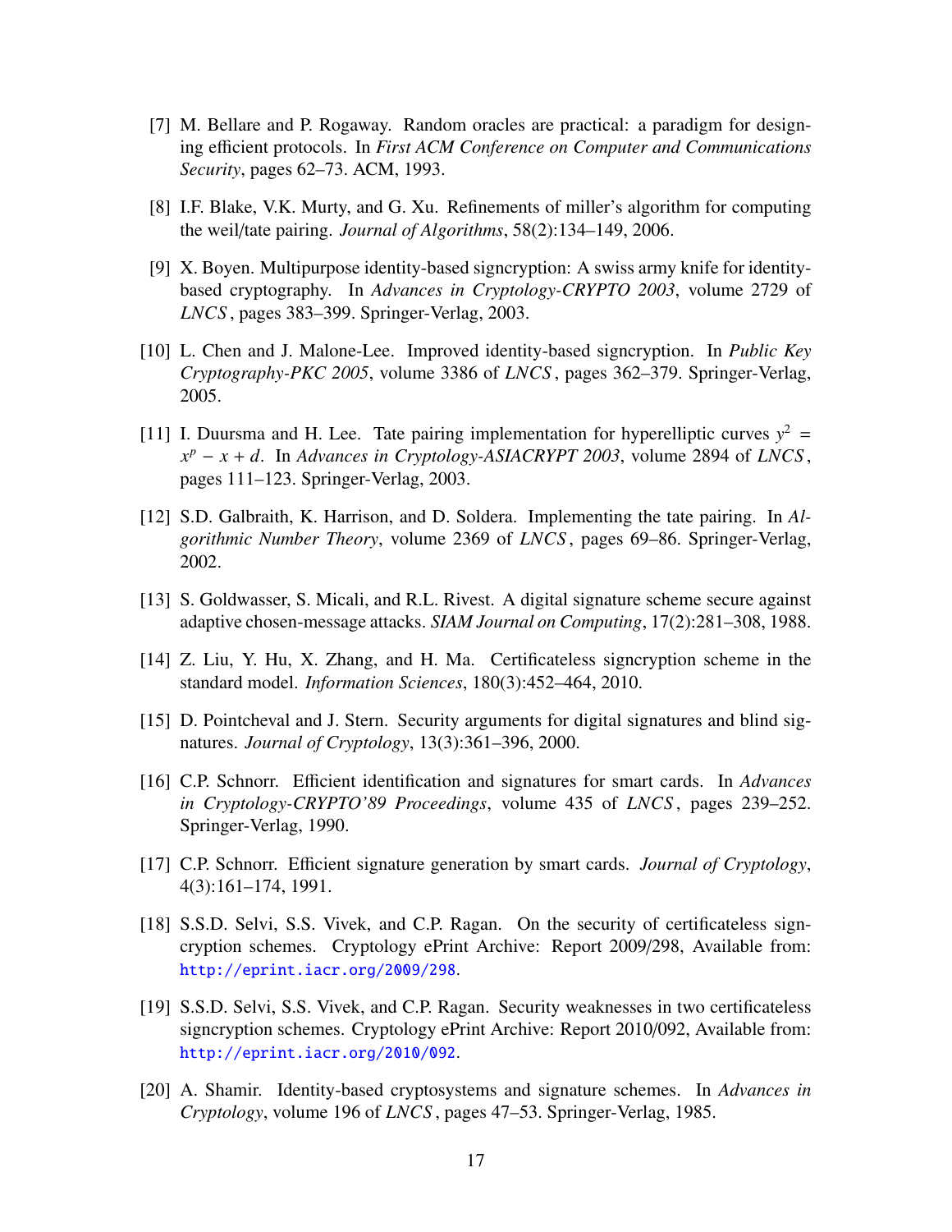[7] M. Bellare and P. Rogaway. Random oracles are practical: a paradigm for designing efficient protocols. In *First ACM Conference on Computer and Communications Security*, pages 62–73. ACM, 1993.

[8] I.F. Blake, V.K. Murty, and G. Xu. Refinements of miller's algorithm for computing the weil/tate pairing. *Journal of Algorithms*, 58(2):134–149, 2006.

[9] X. Boyen. Multipurpose identity-based signcryption: A swiss army knife for identity-based cryptography. In *Advances in Cryptology-CRYPTO 2003*, volume 2729 of *LNCS*, pages 383–399. Springer-Verlag, 2003.

[10] L. Chen and J. Malone-Lee. Improved identity-based signcryption. In *Public Key Cryptography-PKC 2005*, volume 3386 of *LNCS*, pages 362–379. Springer-Verlag, 2005.

[11] I. Duursma and H. Lee. Tate pairing implementation for hyperelliptic curves $y^2 = x^p - x + d$. In *Advances in Cryptology-ASIACRYPT 2003*, volume 2894 of *LNCS*, pages 111–123. Springer-Verlag, 2003.

[12] S.D. Galbraith, K. Harrison, and D. Soldera. Implementing the tate pairing. In *Algorithmic Number Theory*, volume 2369 of *LNCS*, pages 69–86. Springer-Verlag, 2002.

[13] S. Goldwasser, S. Micali, and R.L. Rivest. A digital signature scheme secure against adaptive chosen-message attacks. *SIAM Journal on Computing*, 17(2):281–308, 1988.

[14] Z. Liu, Y. Hu, X. Zhang, and H. Ma. Certificateless signcryption scheme in the standard model. *Information Sciences*, 180(3):452–464, 2010.

[15] D. Pointcheval and J. Stern. Security arguments for digital signatures and blind signatures. *Journal of Cryptology*, 13(3):361–396, 2000.

[16] C.P. Schnorr. Efficient identification and signatures for smart cards. In *Advances in Cryptology-CRYPTO'89 Proceedings*, volume 435 of *LNCS*, pages 239–252. Springer-Verlag, 1990.

[17] C.P. Schnorr. Efficient signature generation by smart cards. *Journal of Cryptology*, 4(3):161–174, 1991.

[18] S.S.D. Selvi, S.S. Vivek, and C.P. Ragan. On the security of certificateless signcryption schemes. Cryptology ePrint Archive: Report 2009/298, Available from: http://eprint.iacr.org/2009/298.

[19] S.S.D. Selvi, S.S. Vivek, and C.P. Ragan. Security weaknesses in two certificateless signcryption schemes. Cryptology ePrint Archive: Report 2010/092, Available from: http://eprint.iacr.org/2010/092.

[20] A. Shamir. Identity-based cryptosystems and signature schemes. In *Advances in Cryptology*, volume 196 of *LNCS*, pages 47–53. Springer-Verlag, 1985.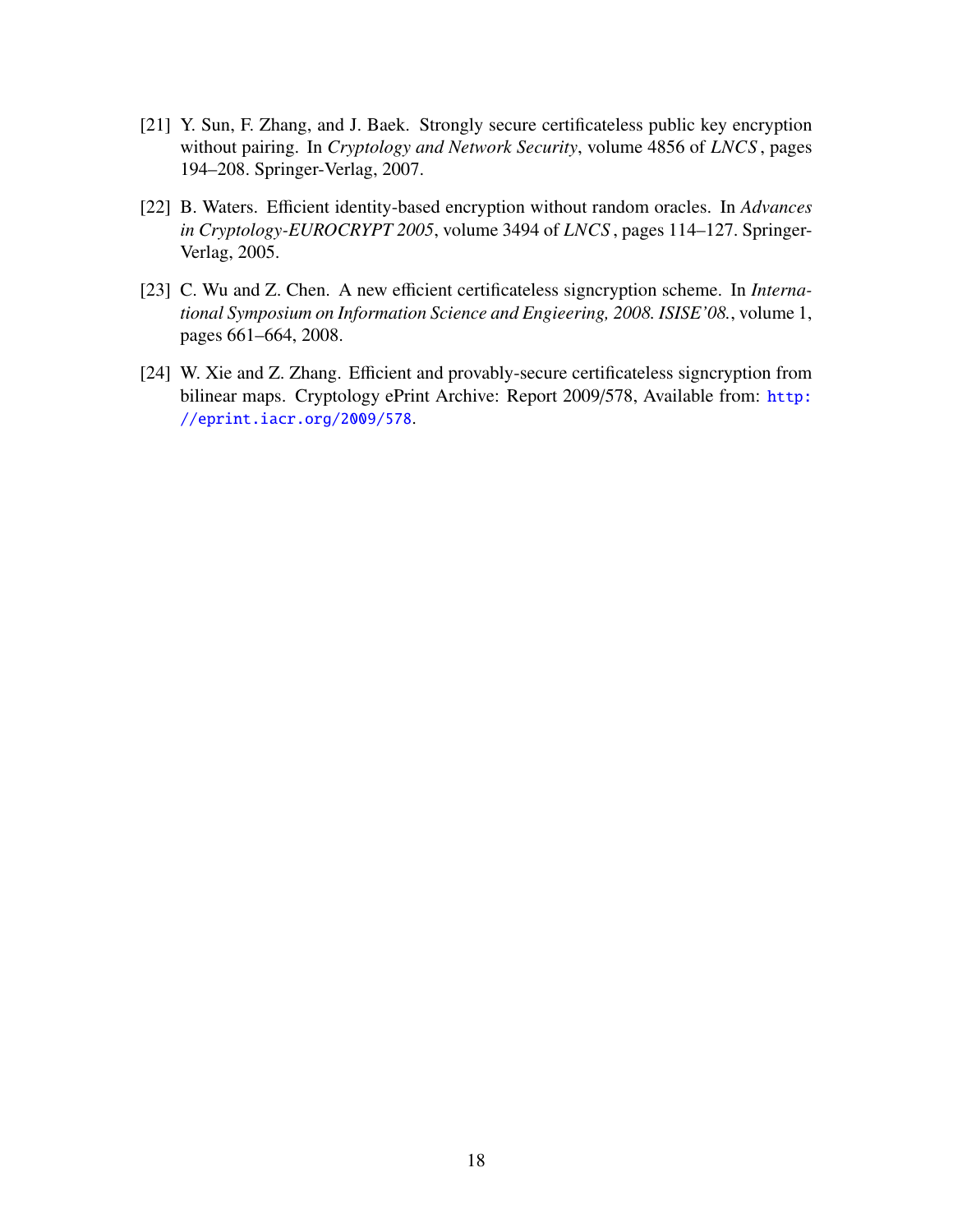[21] Y. Sun, F. Zhang, and J. Baek. Strongly secure certificateless public key encryption without pairing. In *Cryptology and Network Security*, volume 4856 of *LNCS*, pages 194–208. Springer-Verlag, 2007.

[22] B. Waters. Efficient identity-based encryption without random oracles. In *Advances in Cryptology-EUROCRYPT 2005*, volume 3494 of *LNCS*, pages 114–127. Springer-Verlag, 2005.

[23] C. Wu and Z. Chen. A new efficient certificateless signcryption scheme. In *International Symposium on Information Science and Engieering, 2008. ISISE'08.*, volume 1, pages 661–664, 2008.

[24] W. Xie and Z. Zhang. Efficient and provably-secure certificateless signcryption from bilinear maps. Cryptology ePrint Archive: Report 2009/578, Available from: http://eprint.iacr.org/2009/578.